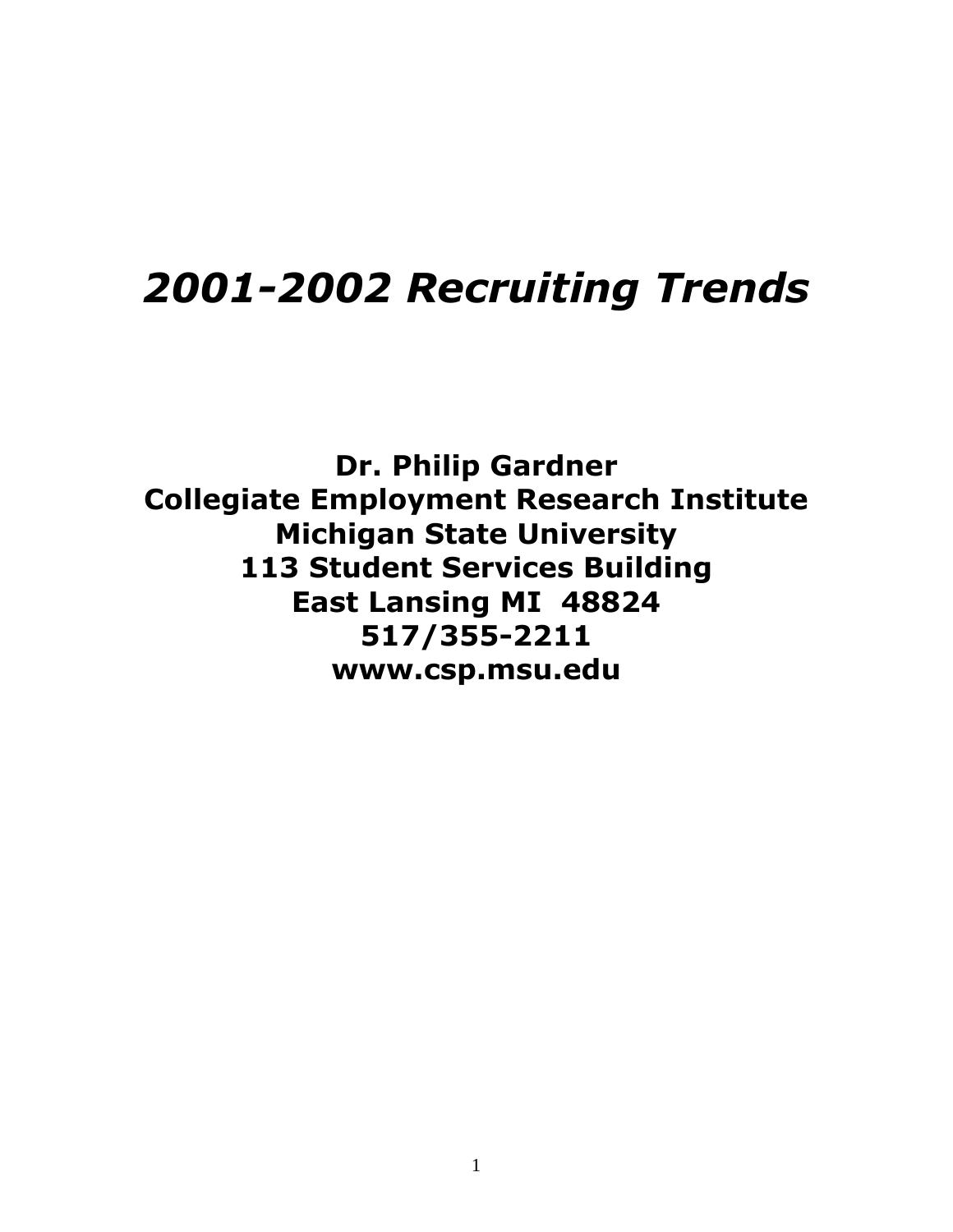# *2001-2002 Recruiting Trends*

**Dr. Philip Gardner**
**Collegiate Employment Research Institute**
**Michigan State University**
**113 Student Services Building**
**East Lansing MI 48824**
**517/355-2211**
**www.csp.msu.edu**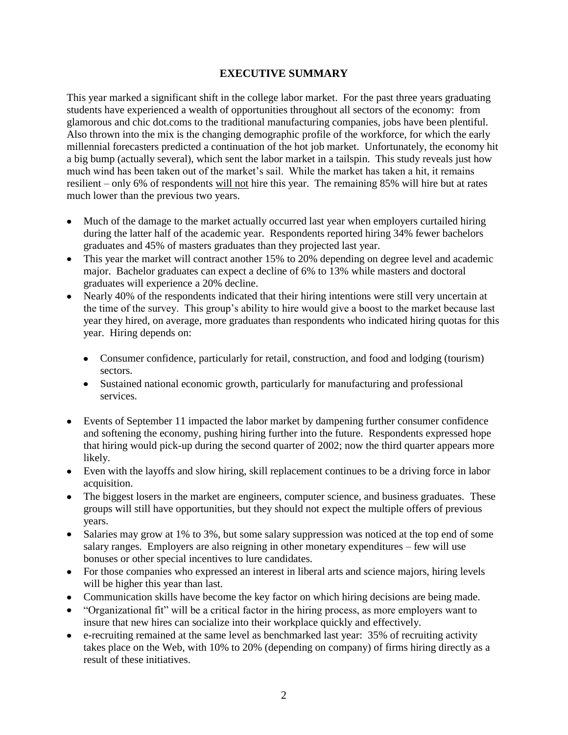# EXECUTIVE SUMMARY

This year marked a significant shift in the college labor market. For the past three years graduating students have experienced a wealth of opportunities throughout all sectors of the economy: from glamorous and chic dot.coms to the traditional manufacturing companies, jobs have been plentiful. Also thrown into the mix is the changing demographic profile of the workforce, for which the early millennial forecasters predicted a continuation of the hot job market. Unfortunately, the economy hit a big bump (actually several), which sent the labor market in a tailspin. This study reveals just how much wind has been taken out of the market's sail. While the market has taken a hit, it remains resilient – only 6% of respondents <u>will not</u> hire this year. The remaining 85% will hire but at rates much lower than the previous two years.

- Much of the damage to the market actually occurred last year when employers curtailed hiring during the latter half of the academic year. Respondents reported hiring 34% fewer bachelors graduates and 45% of masters graduates than they projected last year.
- This year the market will contract another 15% to 20% depending on degree level and academic major. Bachelor graduates can expect a decline of 6% to 13% while masters and doctoral graduates will experience a 20% decline.
- Nearly 40% of the respondents indicated that their hiring intentions were still very uncertain at the time of the survey. This group's ability to hire would give a boost to the market because last year they hired, on average, more graduates than respondents who indicated hiring quotas for this year. Hiring depends on:
  - Consumer confidence, particularly for retail, construction, and food and lodging (tourism) sectors.
  - Sustained national economic growth, particularly for manufacturing and professional services.
- Events of September 11 impacted the labor market by dampening further consumer confidence and softening the economy, pushing hiring further into the future. Respondents expressed hope that hiring would pick-up during the second quarter of 2002; now the third quarter appears more likely.
- Even with the layoffs and slow hiring, skill replacement continues to be a driving force in labor acquisition.
- The biggest losers in the market are engineers, computer science, and business graduates. These groups will still have opportunities, but they should not expect the multiple offers of previous years.
- Salaries may grow at 1% to 3%, but some salary suppression was noticed at the top end of some salary ranges. Employers are also reigning in other monetary expenditures – few will use bonuses or other special incentives to lure candidates.
- For those companies who expressed an interest in liberal arts and science majors, hiring levels will be higher this year than last.
- Communication skills have become the key factor on which hiring decisions are being made.
- "Organizational fit" will be a critical factor in the hiring process, as more employers want to insure that new hires can socialize into their workplace quickly and effectively.
- e-recruiting remained at the same level as benchmarked last year: 35% of recruiting activity takes place on the Web, with 10% to 20% (depending on company) of firms hiring directly as a result of these initiatives.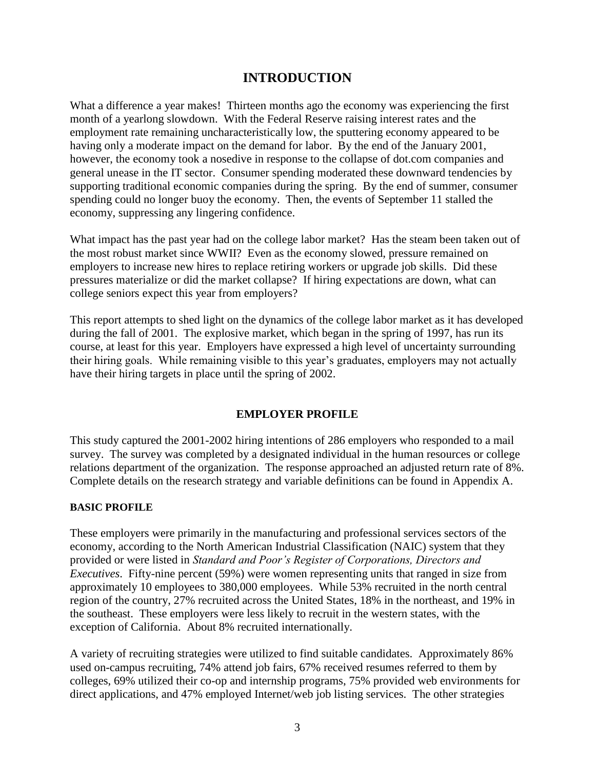# INTRODUCTION

What a difference a year makes! Thirteen months ago the economy was experiencing the first month of a yearlong slowdown. With the Federal Reserve raising interest rates and the employment rate remaining uncharacteristically low, the sputtering economy appeared to be having only a moderate impact on the demand for labor. By the end of the January 2001, however, the economy took a nosedive in response to the collapse of dot.com companies and general unease in the IT sector. Consumer spending moderated these downward tendencies by supporting traditional economic companies during the spring. By the end of summer, consumer spending could no longer buoy the economy. Then, the events of September 11 stalled the economy, suppressing any lingering confidence.

What impact has the past year had on the college labor market? Has the steam been taken out of the most robust market since WWII? Even as the economy slowed, pressure remained on employers to increase new hires to replace retiring workers or upgrade job skills. Did these pressures materialize or did the market collapse? If hiring expectations are down, what can college seniors expect this year from employers?

This report attempts to shed light on the dynamics of the college labor market as it has developed during the fall of 2001. The explosive market, which began in the spring of 1997, has run its course, at least for this year. Employers have expressed a high level of uncertainty surrounding their hiring goals. While remaining visible to this year's graduates, employers may not actually have their hiring targets in place until the spring of 2002.

## EMPLOYER PROFILE

This study captured the 2001-2002 hiring intentions of 286 employers who responded to a mail survey. The survey was completed by a designated individual in the human resources or college relations department of the organization. The response approached an adjusted return rate of 8%. Complete details on the research strategy and variable definitions can be found in Appendix A.

### BASIC PROFILE

These employers were primarily in the manufacturing and professional services sectors of the economy, according to the North American Industrial Classification (NAIC) system that they provided or were listed in *Standard and Poor's Register of Corporations, Directors and Executives*. Fifty-nine percent (59%) were women representing units that ranged in size from approximately 10 employees to 380,000 employees. While 53% recruited in the north central region of the country, 27% recruited across the United States, 18% in the northeast, and 19% in the southeast. These employers were less likely to recruit in the western states, with the exception of California. About 8% recruited internationally.

A variety of recruiting strategies were utilized to find suitable candidates. Approximately 86% used on-campus recruiting, 74% attend job fairs, 67% received resumes referred to them by colleges, 69% utilized their co-op and internship programs, 75% provided web environments for direct applications, and 47% employed Internet/web job listing services. The other strategies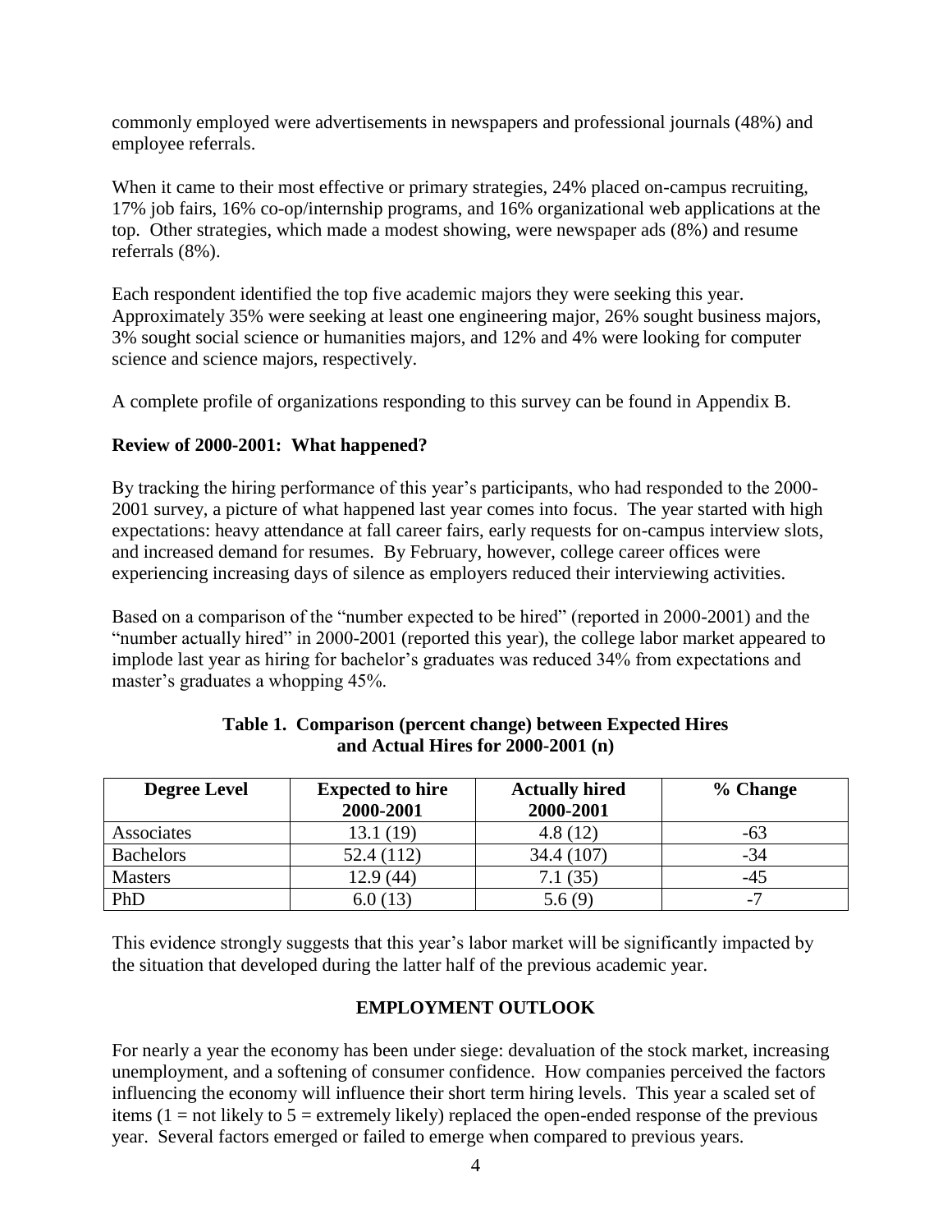commonly employed were advertisements in newspapers and professional journals (48%) and employee referrals.

When it came to their most effective or primary strategies, 24% placed on-campus recruiting, 17% job fairs, 16% co-op/internship programs, and 16% organizational web applications at the top. Other strategies, which made a modest showing, were newspaper ads (8%) and resume referrals (8%).

Each respondent identified the top five academic majors they were seeking this year. Approximately 35% were seeking at least one engineering major, 26% sought business majors, 3% sought social science or humanities majors, and 12% and 4% were looking for computer science and science majors, respectively.

A complete profile of organizations responding to this survey can be found in Appendix B.

**Review of 2000-2001: What happened?**

By tracking the hiring performance of this year's participants, who had responded to the 2000-2001 survey, a picture of what happened last year comes into focus. The year started with high expectations: heavy attendance at fall career fairs, early requests for on-campus interview slots, and increased demand for resumes. By February, however, college career offices were experiencing increasing days of silence as employers reduced their interviewing activities.

Based on a comparison of the "number expected to be hired" (reported in 2000-2001) and the "number actually hired" in 2000-2001 (reported this year), the college labor market appeared to implode last year as hiring for bachelor's graduates was reduced 34% from expectations and master's graduates a whopping 45%.

**Table 1. Comparison (percent change) between Expected Hires and Actual Hires for 2000-2001 (n)**

| Degree Level | Expected to hire 2000-2001 | Actually hired 2000-2001 | % Change |
|---|---|---|---|
| Associates | 13.1 (19) | 4.8 (12) | -63 |
| Bachelors | 52.4 (112) | 34.4 (107) | -34 |
| Masters | 12.9 (44) | 7.1 (35) | -45 |
| PhD | 6.0 (13) | 5.6 (9) | -7 |

This evidence strongly suggests that this year's labor market will be significantly impacted by the situation that developed during the latter half of the previous academic year.

## EMPLOYMENT OUTLOOK

For nearly a year the economy has been under siege: devaluation of the stock market, increasing unemployment, and a softening of consumer confidence. How companies perceived the factors influencing the economy will influence their short term hiring levels. This year a scaled set of items (1 = not likely to 5 = extremely likely) replaced the open-ended response of the previous year. Several factors emerged or failed to emerge when compared to previous years.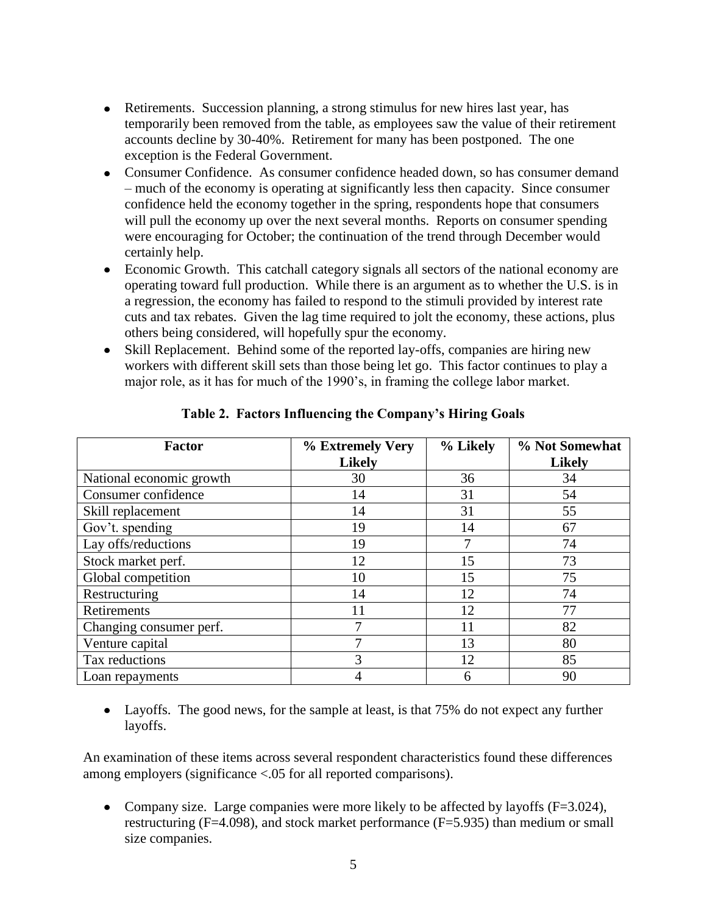- Retirements. Succession planning, a strong stimulus for new hires last year, has temporarily been removed from the table, as employees saw the value of their retirement accounts decline by 30-40%. Retirement for many has been postponed. The one exception is the Federal Government.
- Consumer Confidence. As consumer confidence headed down, so has consumer demand – much of the economy is operating at significantly less then capacity. Since consumer confidence held the economy together in the spring, respondents hope that consumers will pull the economy up over the next several months. Reports on consumer spending were encouraging for October; the continuation of the trend through December would certainly help.
- Economic Growth. This catchall category signals all sectors of the national economy are operating toward full production. While there is an argument as to whether the U.S. is in a regression, the economy has failed to respond to the stimuli provided by interest rate cuts and tax rebates. Given the lag time required to jolt the economy, these actions, plus others being considered, will hopefully spur the economy.
- Skill Replacement. Behind some of the reported lay-offs, companies are hiring new workers with different skill sets than those being let go. This factor continues to play a major role, as it has for much of the 1990's, in framing the college labor market.

**Table 2. Factors Influencing the Company's Hiring Goals**

| Factor | % Extremely Very Likely | % Likely | % Not Somewhat Likely |
| --- | --- | --- | --- |
| National economic growth | 30 | 36 | 34 |
| Consumer confidence | 14 | 31 | 54 |
| Skill replacement | 14 | 31 | 55 |
| Gov't. spending | 19 | 14 | 67 |
| Lay offs/reductions | 19 | 7 | 74 |
| Stock market perf. | 12 | 15 | 73 |
| Global competition | 10 | 15 | 75 |
| Restructuring | 14 | 12 | 74 |
| Retirements | 11 | 12 | 77 |
| Changing consumer perf. | 7 | 11 | 82 |
| Venture capital | 7 | 13 | 80 |
| Tax reductions | 3 | 12 | 85 |
| Loan repayments | 4 | 6 | 90 |

- Layoffs. The good news, for the sample at least, is that 75% do not expect any further layoffs.

An examination of these items across several respondent characteristics found these differences among employers (significance <.05 for all reported comparisons).

- Company size. Large companies were more likely to be affected by layoffs ($F=3.024$), restructuring ($F=4.098$), and stock market performance ($F=5.935$) than medium or small size companies.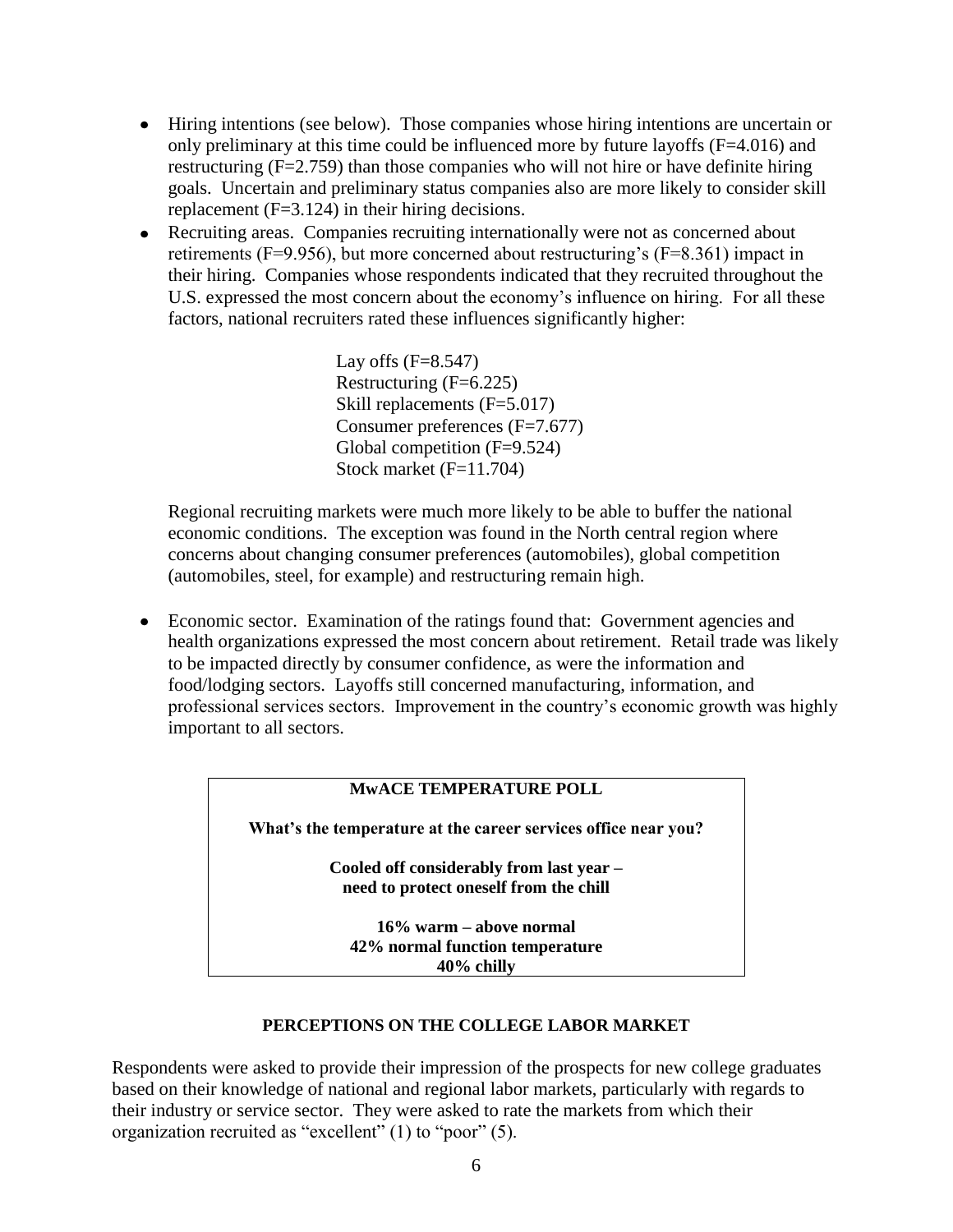- Hiring intentions (see below). Those companies whose hiring intentions are uncertain or only preliminary at this time could be influenced more by future layoffs ($F=4.016$) and restructuring ($F=2.759$) than those companies who will not hire or have definite hiring goals. Uncertain and preliminary status companies also are more likely to consider skill replacement ($F=3.124$) in their hiring decisions.
- Recruiting areas. Companies recruiting internationally were not as concerned about retirements ($F=9.956$), but more concerned about restructuring's ($F=8.361$) impact in their hiring. Companies whose respondents indicated that they recruited throughout the U.S. expressed the most concern about the economy's influence on hiring. For all these factors, national recruiters rated these influences significantly higher:

  Lay offs ($F=8.547$)
  Restructuring ($F=6.225$)
  Skill replacements ($F=5.017$)
  Consumer preferences ($F=7.677$)
  Global competition ($F=9.524$)
  Stock market ($F=11.704$)

  Regional recruiting markets were much more likely to be able to buffer the national economic conditions. The exception was found in the North central region where concerns about changing consumer preferences (automobiles), global competition (automobiles, steel, for example) and restructuring remain high.

- Economic sector. Examination of the ratings found that: Government agencies and health organizations expressed the most concern about retirement. Retail trade was likely to be impacted directly by consumer confidence, as were the information and food/lodging sectors. Layoffs still concerned manufacturing, information, and professional services sectors. Improvement in the country's economic growth was highly important to all sectors.

> **MwACE TEMPERATURE POLL**
>
> **What's the temperature at the career services office near you?**
>
> **Cooled off considerably from last year – need to protect oneself from the chill**
>
> **16% warm – above normal**
> **42% normal function temperature**
> **40% chilly**

**PERCEPTIONS ON THE COLLEGE LABOR MARKET**

Respondents were asked to provide their impression of the prospects for new college graduates based on their knowledge of national and regional labor markets, particularly with regards to their industry or service sector. They were asked to rate the markets from which their organization recruited as "excellent" (1) to "poor" (5).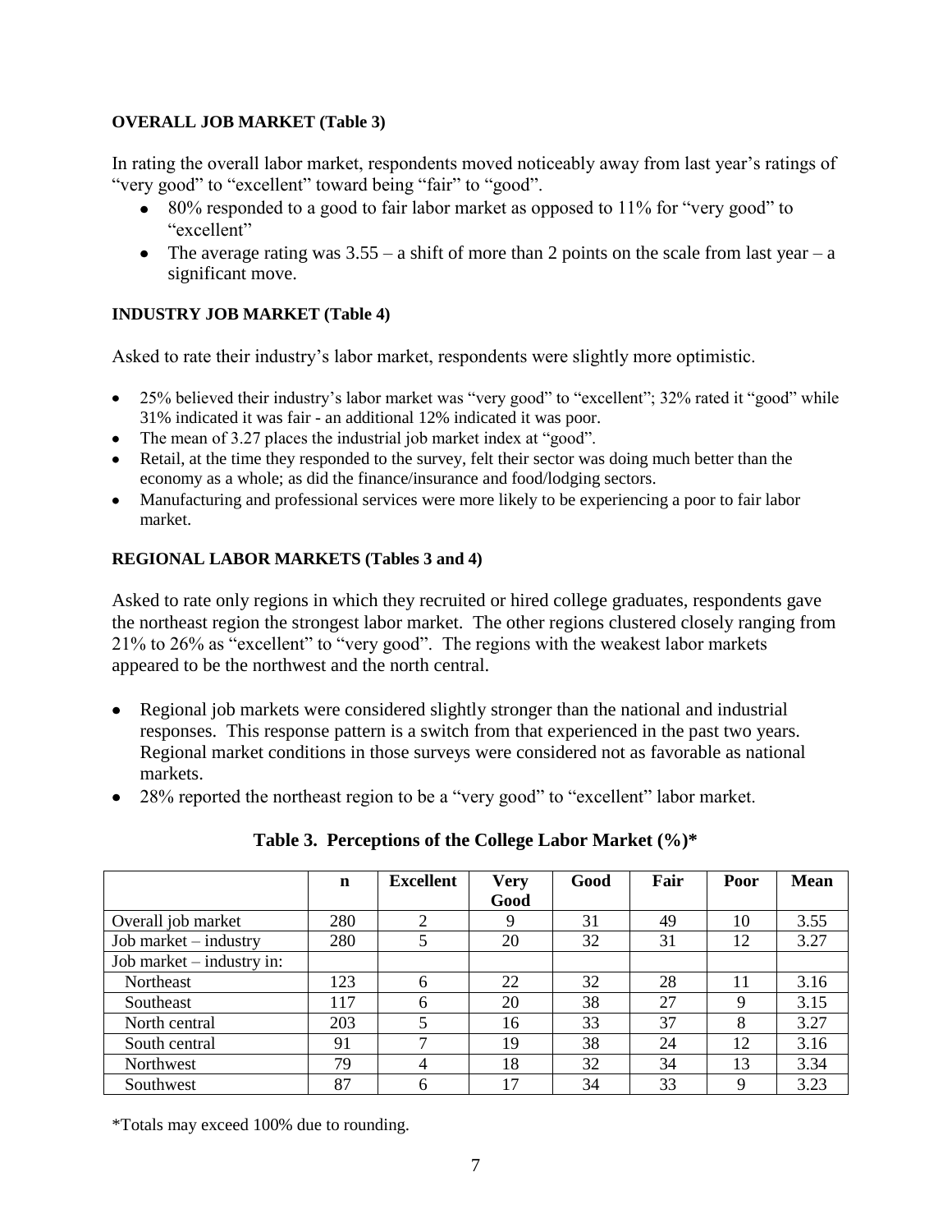**OVERALL JOB MARKET (Table 3)**

In rating the overall labor market, respondents moved noticeably away from last year's ratings of "very good" to "excellent" toward being "fair" to "good".

- 80% responded to a good to fair labor market as opposed to 11% for "very good" to "excellent"
- The average rating was 3.55 – a shift of more than 2 points on the scale from last year – a significant move.

**INDUSTRY JOB MARKET (Table 4)**

Asked to rate their industry's labor market, respondents were slightly more optimistic.

- 25% believed their industry's labor market was "very good" to "excellent"; 32% rated it "good" while 31% indicated it was fair - an additional 12% indicated it was poor.
- The mean of 3.27 places the industrial job market index at "good".
- Retail, at the time they responded to the survey, felt their sector was doing much better than the economy as a whole; as did the finance/insurance and food/lodging sectors.
- Manufacturing and professional services were more likely to be experiencing a poor to fair labor market.

**REGIONAL LABOR MARKETS (Tables 3 and 4)**

Asked to rate only regions in which they recruited or hired college graduates, respondents gave the northeast region the strongest labor market. The other regions clustered closely ranging from 21% to 26% as "excellent" to "very good". The regions with the weakest labor markets appeared to be the northwest and the north central.

- Regional job markets were considered slightly stronger than the national and industrial responses. This response pattern is a switch from that experienced in the past two years. Regional market conditions in those surveys were considered not as favorable as national markets.
- 28% reported the northeast region to be a "very good" to "excellent" labor market.

**Table 3. Perceptions of the College Labor Market (%)***

| | n | Excellent | Very Good | Good | Fair | Poor | Mean |
|---|---|---|---|---|---|---|---|
| Overall job market | 280 | 2 | 9 | 31 | 49 | 10 | 3.55 |
| Job market – industry | 280 | 5 | 20 | 32 | 31 | 12 | 3.27 |
| Job market – industry in: | | | | | | | |
| Northeast | 123 | 6 | 22 | 32 | 28 | 11 | 3.16 |
| Southeast | 117 | 6 | 20 | 38 | 27 | 9 | 3.15 |
| North central | 203 | 5 | 16 | 33 | 37 | 8 | 3.27 |
| South central | 91 | 7 | 19 | 38 | 24 | 12 | 3.16 |
| Northwest | 79 | 4 | 18 | 32 | 34 | 13 | 3.34 |
| Southwest | 87 | 6 | 17 | 34 | 33 | 9 | 3.23 |

*Totals may exceed 100% due to rounding.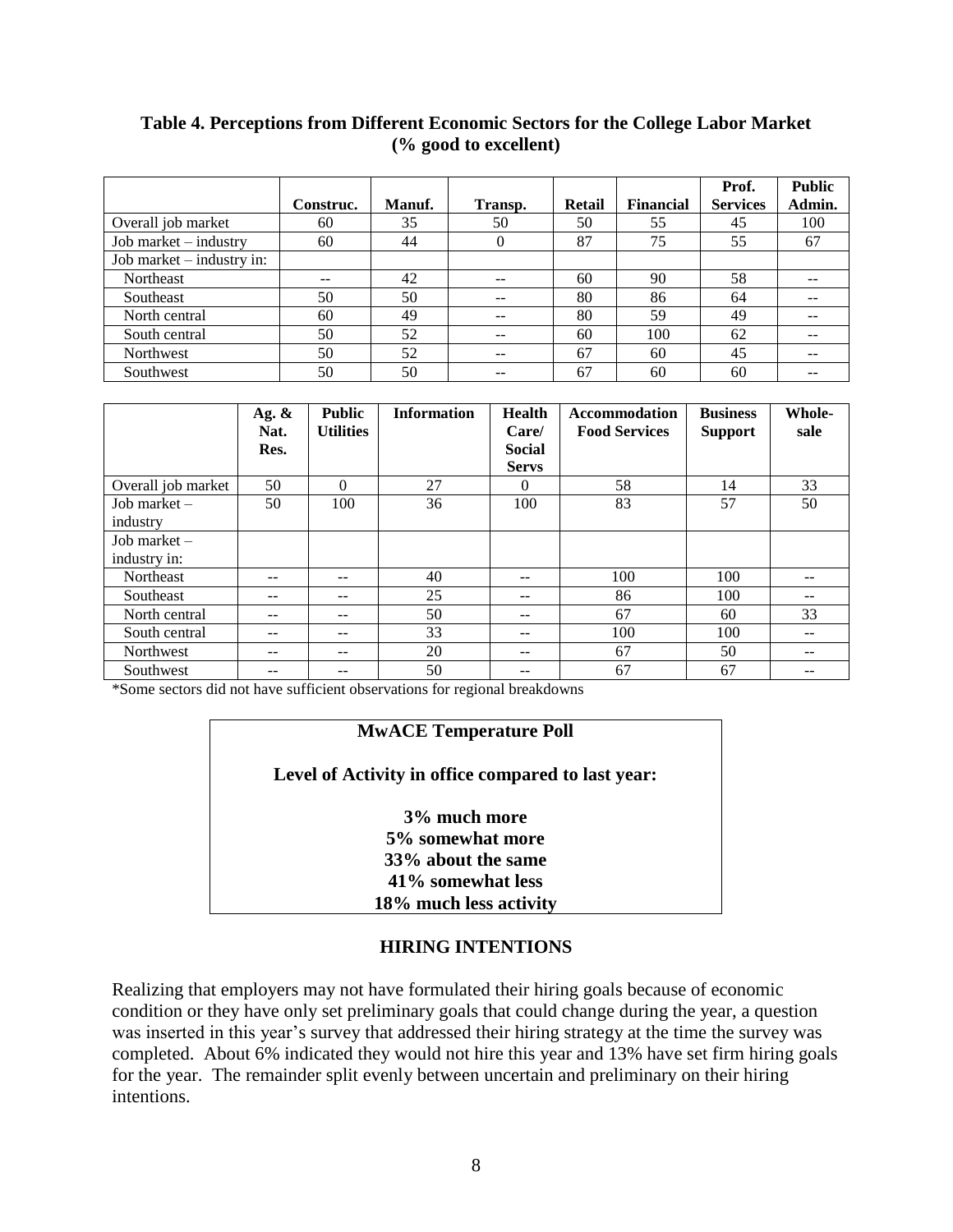**Table 4. Perceptions from Different Economic Sectors for the College Labor Market (% good to excellent)**

| | Construc. | Manuf. | Transp. | Retail | Financial | Prof. Services | Public Admin. |
|---|---|---|---|---|---|---|---|
| Overall job market | 60 | 35 | 50 | 50 | 55 | 45 | 100 |
| Job market – industry | 60 | 44 | 0 | 87 | 75 | 55 | 67 |
| Job market – industry in: | | | | | | | |
| Northeast | -- | 42 | -- | 60 | 90 | 58 | -- |
| Southeast | 50 | 50 | -- | 80 | 86 | 64 | -- |
| North central | 60 | 49 | -- | 80 | 59 | 49 | -- |
| South central | 50 | 52 | -- | 60 | 100 | 62 | -- |
| Northwest | 50 | 52 | -- | 67 | 60 | 45 | -- |
| Southwest | 50 | 50 | -- | 67 | 60 | 60 | -- |

| | Ag. & Nat. Res. | Public Utilities | Information | Health Care/ Social Servs | Accommodation Food Services | Business Support | Whole-sale |
|---|---|---|---|---|---|---|---|
| Overall job market | 50 | 0 | 27 | 0 | 58 | 14 | 33 |
| Job market – industry | 50 | 100 | 36 | 100 | 83 | 57 | 50 |
| Job market – industry in: | | | | | | | |
| Northeast | -- | -- | 40 | -- | 100 | 100 | -- |
| Southeast | -- | -- | 25 | -- | 86 | 100 | -- |
| North central | -- | -- | 50 | -- | 67 | 60 | 33 |
| South central | -- | -- | 33 | -- | 100 | 100 | -- |
| Northwest | -- | -- | 20 | -- | 67 | 50 | -- |
| Southwest | -- | -- | 50 | -- | 67 | 67 | -- |

*Some sectors did not have sufficient observations for regional breakdowns

**MwACE Temperature Poll**

**Level of Activity in office compared to last year:**

**3% much more**
**5% somewhat more**
**33% about the same**
**41% somewhat less**
**18% much less activity**

## HIRING INTENTIONS

Realizing that employers may not have formulated their hiring goals because of economic condition or they have only set preliminary goals that could change during the year, a question was inserted in this year's survey that addressed their hiring strategy at the time the survey was completed. About 6% indicated they would not hire this year and 13% have set firm hiring goals for the year. The remainder split evenly between uncertain and preliminary on their hiring intentions.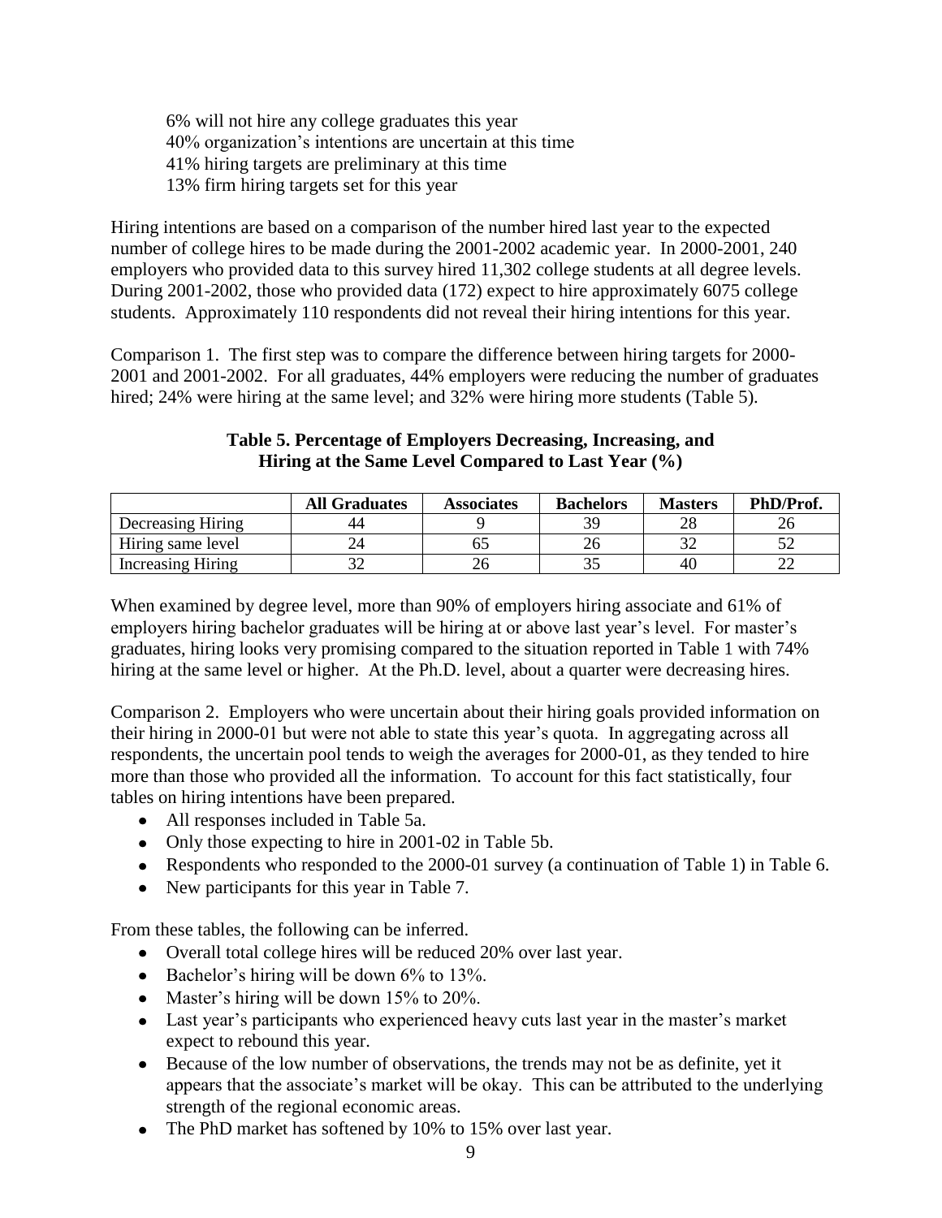6% will not hire any college graduates this year
40% organization's intentions are uncertain at this time
41% hiring targets are preliminary at this time
13% firm hiring targets set for this year

Hiring intentions are based on a comparison of the number hired last year to the expected number of college hires to be made during the 2001-2002 academic year. In 2000-2001, 240 employers who provided data to this survey hired 11,302 college students at all degree levels. During 2001-2002, those who provided data (172) expect to hire approximately 6075 college students. Approximately 110 respondents did not reveal their hiring intentions for this year.

Comparison 1. The first step was to compare the difference between hiring targets for 2000-2001 and 2001-2002. For all graduates, 44% employers were reducing the number of graduates hired; 24% were hiring at the same level; and 32% were hiring more students (Table 5).

**Table 5. Percentage of Employers Decreasing, Increasing, and Hiring at the Same Level Compared to Last Year (%)**

| | All Graduates | Associates | Bachelors | Masters | PhD/Prof. |
|---|---|---|---|---|---|
| Decreasing Hiring | 44 | 9 | 39 | 28 | 26 |
| Hiring same level | 24 | 65 | 26 | 32 | 52 |
| Increasing Hiring | 32 | 26 | 35 | 40 | 22 |

When examined by degree level, more than 90% of employers hiring associate and 61% of employers hiring bachelor graduates will be hiring at or above last year's level. For master's graduates, hiring looks very promising compared to the situation reported in Table 1 with 74% hiring at the same level or higher. At the Ph.D. level, about a quarter were decreasing hires.

Comparison 2. Employers who were uncertain about their hiring goals provided information on their hiring in 2000-01 but were not able to state this year's quota. In aggregating across all respondents, the uncertain pool tends to weigh the averages for 2000-01, as they tended to hire more than those who provided all the information. To account for this fact statistically, four tables on hiring intentions have been prepared.

- All responses included in Table 5a.
- Only those expecting to hire in 2001-02 in Table 5b.
- Respondents who responded to the 2000-01 survey (a continuation of Table 1) in Table 6.
- New participants for this year in Table 7.

From these tables, the following can be inferred.

- Overall total college hires will be reduced 20% over last year.
- Bachelor's hiring will be down 6% to 13%.
- Master's hiring will be down 15% to 20%.
- Last year's participants who experienced heavy cuts last year in the master's market expect to rebound this year.
- Because of the low number of observations, the trends may not be as definite, yet it appears that the associate's market will be okay. This can be attributed to the underlying strength of the regional economic areas.
- The PhD market has softened by 10% to 15% over last year.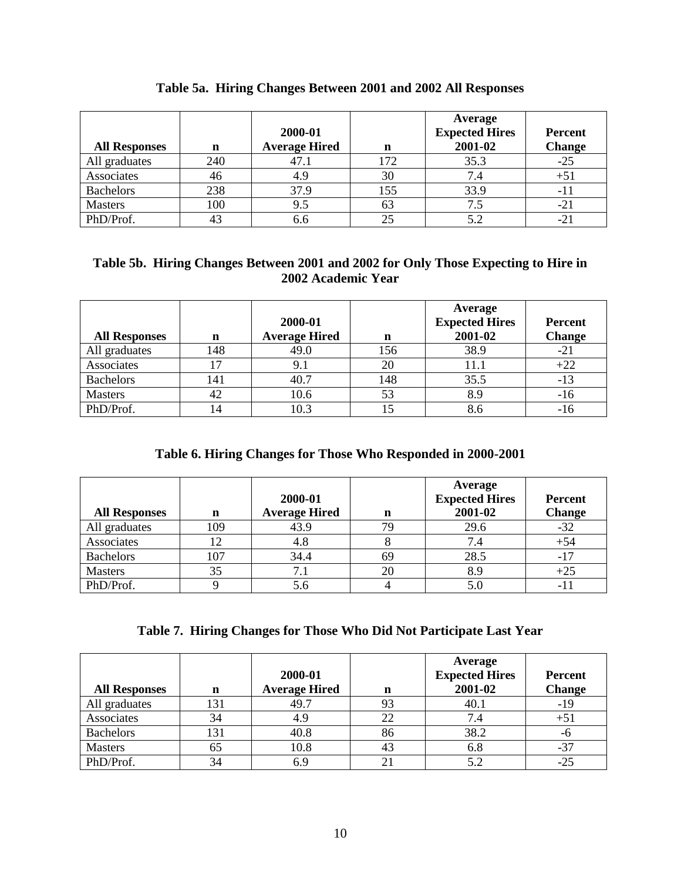**Table 5a. Hiring Changes Between 2001 and 2002 All Responses**

| All Responses | n | 2000-01 Average Hired | n | Average Expected Hires 2001-02 | Percent Change |
|---|---|---|---|---|---|
| All graduates | 240 | 47.1 | 172 | 35.3 | -25 |
| Associates | 46 | 4.9 | 30 | 7.4 | +51 |
| Bachelors | 238 | 37.9 | 155 | 33.9 | -11 |
| Masters | 100 | 9.5 | 63 | 7.5 | -21 |
| PhD/Prof. | 43 | 6.6 | 25 | 5.2 | -21 |

**Table 5b. Hiring Changes Between 2001 and 2002 for Only Those Expecting to Hire in 2002 Academic Year**

| All Responses | n | 2000-01 Average Hired | n | Average Expected Hires 2001-02 | Percent Change |
|---|---|---|---|---|---|
| All graduates | 148 | 49.0 | 156 | 38.9 | -21 |
| Associates | 17 | 9.1 | 20 | 11.1 | +22 |
| Bachelors | 141 | 40.7 | 148 | 35.5 | -13 |
| Masters | 42 | 10.6 | 53 | 8.9 | -16 |
| PhD/Prof. | 14 | 10.3 | 15 | 8.6 | -16 |

**Table 6. Hiring Changes for Those Who Responded in 2000-2001**

| All Responses | n | 2000-01 Average Hired | n | Average Expected Hires 2001-02 | Percent Change |
|---|---|---|---|---|---|
| All graduates | 109 | 43.9 | 79 | 29.6 | -32 |
| Associates | 12 | 4.8 | 8 | 7.4 | +54 |
| Bachelors | 107 | 34.4 | 69 | 28.5 | -17 |
| Masters | 35 | 7.1 | 20 | 8.9 | +25 |
| PhD/Prof. | 9 | 5.6 | 4 | 5.0 | -11 |

**Table 7. Hiring Changes for Those Who Did Not Participate Last Year**

| All Responses | n | 2000-01 Average Hired | n | Average Expected Hires 2001-02 | Percent Change |
|---|---|---|---|---|---|
| All graduates | 131 | 49.7 | 93 | 40.1 | -19 |
| Associates | 34 | 4.9 | 22 | 7.4 | +51 |
| Bachelors | 131 | 40.8 | 86 | 38.2 | -6 |
| Masters | 65 | 10.8 | 43 | 6.8 | -37 |
| PhD/Prof. | 34 | 6.9 | 21 | 5.2 | -25 |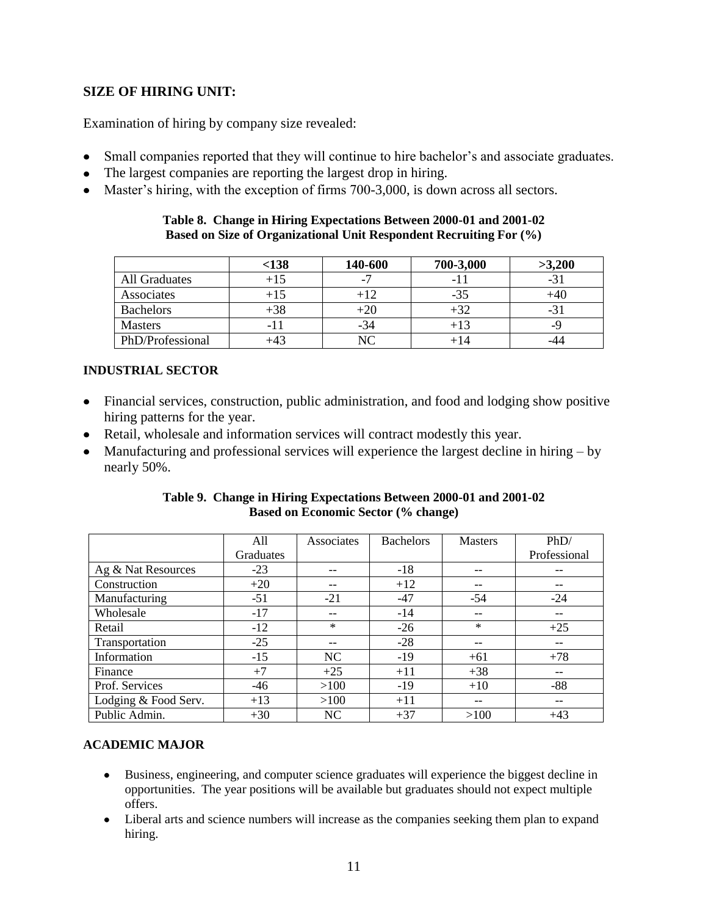## SIZE OF HIRING UNIT:

Examination of hiring by company size revealed:

- Small companies reported that they will continue to hire bachelor's and associate graduates.
- The largest companies are reporting the largest drop in hiring.
- Master's hiring, with the exception of firms 700-3,000, is down across all sectors.

**Table 8. Change in Hiring Expectations Between 2000-01 and 2001-02 Based on Size of Organizational Unit Respondent Recruiting For (%)**

| | <138 | 140-600 | 700-3,000 | >3,200 |
|---|---|---|---|---|
| All Graduates | +15 | -7 | -11 | -31 |
| Associates | +15 | +12 | -35 | +40 |
| Bachelors | +38 | +20 | +32 | -31 |
| Masters | -11 | -34 | +13 | -9 |
| PhD/Professional | +43 | NC | +14 | -44 |

## INDUSTRIAL SECTOR

- Financial services, construction, public administration, and food and lodging show positive hiring patterns for the year.
- Retail, wholesale and information services will contract modestly this year.
- Manufacturing and professional services will experience the largest decline in hiring – by nearly 50%.

**Table 9. Change in Hiring Expectations Between 2000-01 and 2001-02 Based on Economic Sector (% change)**

| | All Graduates | Associates | Bachelors | Masters | PhD/ Professional |
|---|---|---|---|---|---|
| Ag & Nat Resources | -23 | -- | -18 | -- | -- |
| Construction | +20 | -- | +12 | -- | -- |
| Manufacturing | -51 | -21 | -47 | -54 | -24 |
| Wholesale | -17 | -- | -14 | -- | -- |
| Retail | -12 | * | -26 | * | +25 |
| Transportation | -25 | -- | -28 | -- | -- |
| Information | -15 | NC | -19 | +61 | +78 |
| Finance | +7 | +25 | +11 | +38 | -- |
| Prof. Services | -46 | >100 | -19 | +10 | -88 |
| Lodging & Food Serv. | +13 | >100 | +11 | -- | -- |
| Public Admin. | +30 | NC | +37 | >100 | +43 |

## ACADEMIC MAJOR

- Business, engineering, and computer science graduates will experience the biggest decline in opportunities. The year positions will be available but graduates should not expect multiple offers.
- Liberal arts and science numbers will increase as the companies seeking them plan to expand hiring.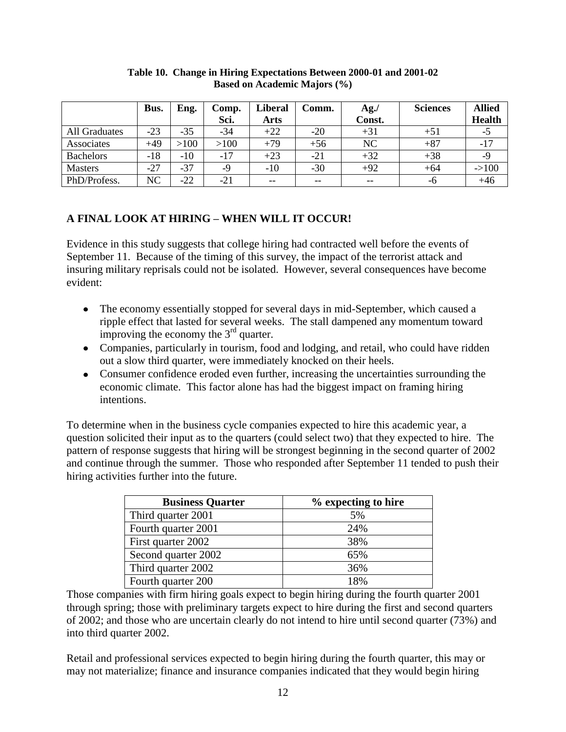**Table 10. Change in Hiring Expectations Between 2000-01 and 2001-02 Based on Academic Majors (%)**

| | Bus. | Eng. | Comp. Sci. | Liberal Arts | Comm. | Ag./ Const. | Sciences | Allied Health |
|---|---|---|---|---|---|---|---|---|
| All Graduates | -23 | -35 | -34 | +22 | -20 | +31 | +51 | -5 |
| Associates | +49 | >100 | >100 | +79 | +56 | NC | +87 | -17 |
| Bachelors | -18 | -10 | -17 | +23 | -21 | +32 | +38 | -9 |
| Masters | -27 | -37 | -9 | -10 | -30 | +92 | +64 | ->100 |
| PhD/Profess. | NC | -22 | -21 | -- | -- | -- | -6 | +46 |

## A FINAL LOOK AT HIRING – WHEN WILL IT OCCUR!

Evidence in this study suggests that college hiring had contracted well before the events of September 11. Because of the timing of this survey, the impact of the terrorist attack and insuring military reprisals could not be isolated. However, several consequences have become evident:

- The economy essentially stopped for several days in mid-September, which caused a ripple effect that lasted for several weeks. The stall dampened any momentum toward improving the economy the 3rd quarter.
- Companies, particularly in tourism, food and lodging, and retail, who could have ridden out a slow third quarter, were immediately knocked on their heels.
- Consumer confidence eroded even further, increasing the uncertainties surrounding the economic climate. This factor alone has had the biggest impact on framing hiring intentions.

To determine when in the business cycle companies expected to hire this academic year, a question solicited their input as to the quarters (could select two) that they expected to hire. The pattern of response suggests that hiring will be strongest beginning in the second quarter of 2002 and continue through the summer. Those who responded after September 11 tended to push their hiring activities further into the future.

| Business Quarter | % expecting to hire |
|---|---|
| Third quarter 2001 | 5% |
| Fourth quarter 2001 | 24% |
| First quarter 2002 | 38% |
| Second quarter 2002 | 65% |
| Third quarter 2002 | 36% |
| Fourth quarter 200 | 18% |

Those companies with firm hiring goals expect to begin hiring during the fourth quarter 2001 through spring; those with preliminary targets expect to hire during the first and second quarters of 2002; and those who are uncertain clearly do not intend to hire until second quarter (73%) and into third quarter 2002.

Retail and professional services expected to begin hiring during the fourth quarter, this may or may not materialize; finance and insurance companies indicated that they would begin hiring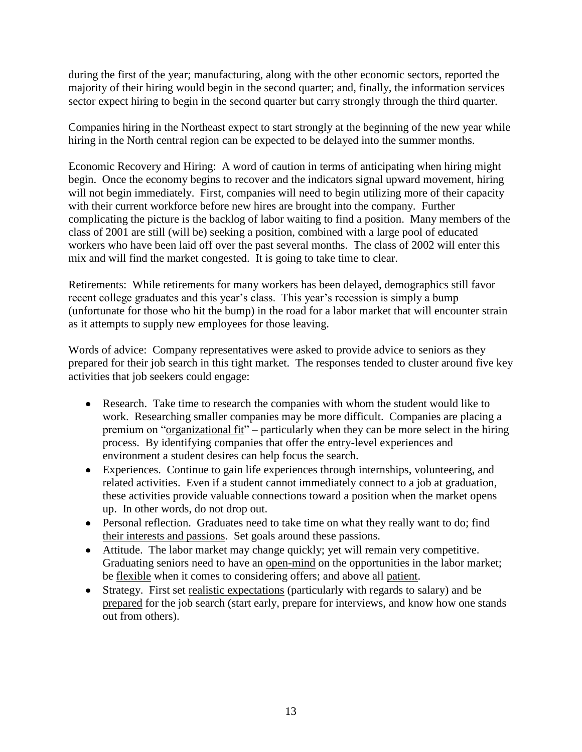during the first of the year; manufacturing, along with the other economic sectors, reported the majority of their hiring would begin in the second quarter; and, finally, the information services sector expect hiring to begin in the second quarter but carry strongly through the third quarter.

Companies hiring in the Northeast expect to start strongly at the beginning of the new year while hiring in the North central region can be expected to be delayed into the summer months.

Economic Recovery and Hiring: A word of caution in terms of anticipating when hiring might begin. Once the economy begins to recover and the indicators signal upward movement, hiring will not begin immediately. First, companies will need to begin utilizing more of their capacity with their current workforce before new hires are brought into the company. Further complicating the picture is the backlog of labor waiting to find a position. Many members of the class of 2001 are still (will be) seeking a position, combined with a large pool of educated workers who have been laid off over the past several months. The class of 2002 will enter this mix and will find the market congested. It is going to take time to clear.

Retirements: While retirements for many workers has been delayed, demographics still favor recent college graduates and this year's class. This year's recession is simply a bump (unfortunate for those who hit the bump) in the road for a labor market that will encounter strain as it attempts to supply new employees for those leaving.

Words of advice: Company representatives were asked to provide advice to seniors as they prepared for their job search in this tight market. The responses tended to cluster around five key activities that job seekers could engage:

- Research. Take time to research the companies with whom the student would like to work. Researching smaller companies may be more difficult. Companies are placing a premium on "organizational fit" – particularly when they can be more select in the hiring process. By identifying companies that offer the entry-level experiences and environment a student desires can help focus the search.
- Experiences. Continue to gain life experiences through internships, volunteering, and related activities. Even if a student cannot immediately connect to a job at graduation, these activities provide valuable connections toward a position when the market opens up. In other words, do not drop out.
- Personal reflection. Graduates need to take time on what they really want to do; find their interests and passions. Set goals around these passions.
- Attitude. The labor market may change quickly; yet will remain very competitive. Graduating seniors need to have an open-mind on the opportunities in the labor market; be flexible when it comes to considering offers; and above all patient.
- Strategy. First set realistic expectations (particularly with regards to salary) and be prepared for the job search (start early, prepare for interviews, and know how one stands out from others).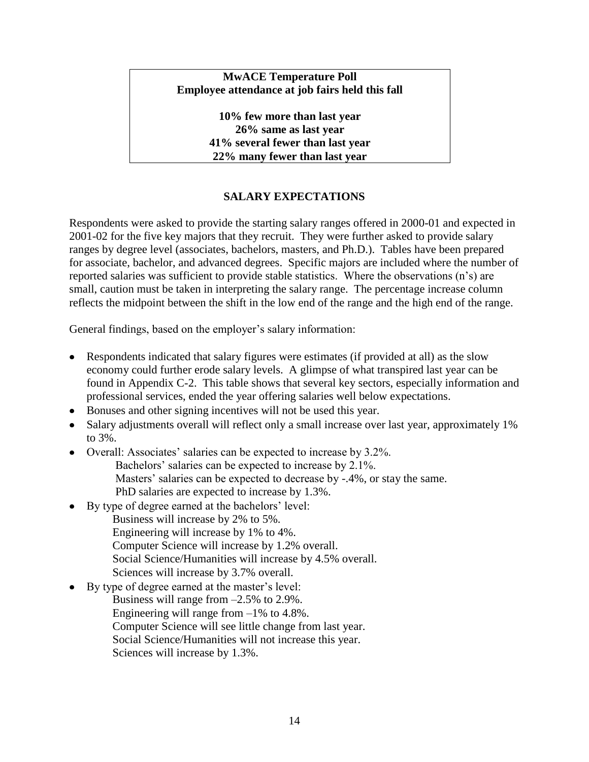**MwACE Temperature Poll**
**Employee attendance at job fairs held this fall**

**10% few more than last year**
**26% same as last year**
**41% several fewer than last year**
**22% many fewer than last year**

## SALARY EXPECTATIONS

Respondents were asked to provide the starting salary ranges offered in 2000-01 and expected in 2001-02 for the five key majors that they recruit. They were further asked to provide salary ranges by degree level (associates, bachelors, masters, and Ph.D.). Tables have been prepared for associate, bachelor, and advanced degrees. Specific majors are included where the number of reported salaries was sufficient to provide stable statistics. Where the observations (n's) are small, caution must be taken in interpreting the salary range. The percentage increase column reflects the midpoint between the shift in the low end of the range and the high end of the range.

General findings, based on the employer's salary information:

- Respondents indicated that salary figures were estimates (if provided at all) as the slow economy could further erode salary levels. A glimpse of what transpired last year can be found in Appendix C-2. This table shows that several key sectors, especially information and professional services, ended the year offering salaries well below expectations.
- Bonuses and other signing incentives will not be used this year.
- Salary adjustments overall will reflect only a small increase over last year, approximately 1% to 3%.
- Overall: Associates' salaries can be expected to increase by 3.2%.
  Bachelors' salaries can be expected to increase by 2.1%.
  Masters' salaries can be expected to decrease by -.4%, or stay the same.
  PhD salaries are expected to increase by 1.3%.
- By type of degree earned at the bachelors' level:
  Business will increase by 2% to 5%.
  Engineering will increase by 1% to 4%.
  Computer Science will increase by 1.2% overall.
  Social Science/Humanities will increase by 4.5% overall.
  Sciences will increase by 3.7% overall.
- By type of degree earned at the master's level:
  Business will range from –2.5% to 2.9%.
  Engineering will range from –1% to 4.8%.
  Computer Science will see little change from last year.
  Social Science/Humanities will not increase this year.
  Sciences will increase by 1.3%.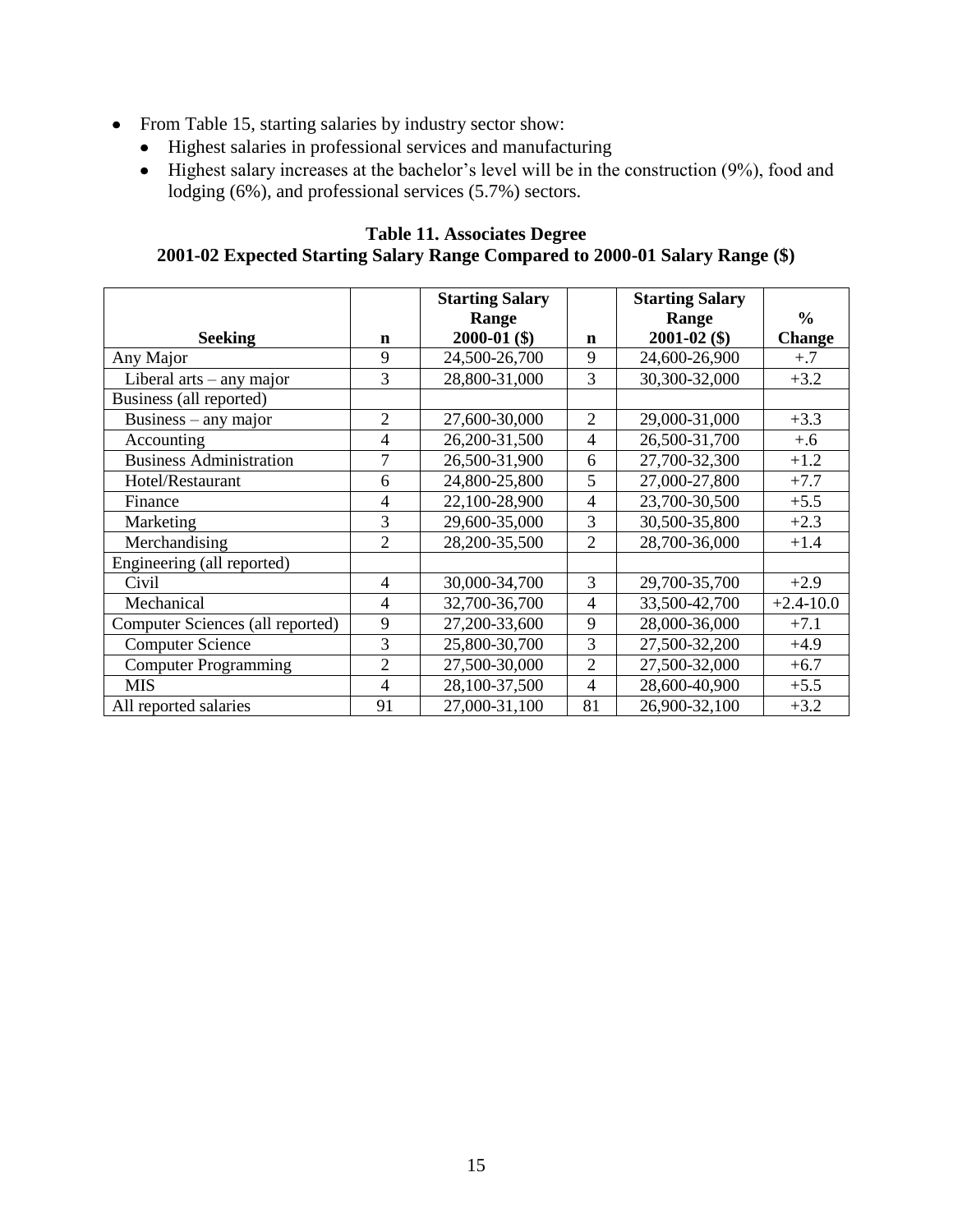- From Table 15, starting salaries by industry sector show:
  - Highest salaries in professional services and manufacturing
  - Highest salary increases at the bachelor's level will be in the construction (9%), food and lodging (6%), and professional services (5.7%) sectors.

**Table 11. Associates Degree**
**2001-02 Expected Starting Salary Range Compared to 2000-01 Salary Range ($)**

| Seeking | n | Starting Salary Range 2000-01 ($) | n | Starting Salary Range 2001-02 ($) | % Change |
|---|---|---|---|---|---|
| Any Major | 9 | 24,500-26,700 | 9 | 24,600-26,900 | +.7 |
| Liberal arts – any major | 3 | 28,800-31,000 | 3 | 30,300-32,000 | +3.2 |
| Business (all reported) | | | | | |
| Business – any major | 2 | 27,600-30,000 | 2 | 29,000-31,000 | +3.3 |
| Accounting | 4 | 26,200-31,500 | 4 | 26,500-31,700 | +.6 |
| Business Administration | 7 | 26,500-31,900 | 6 | 27,700-32,300 | +1.2 |
| Hotel/Restaurant | 6 | 24,800-25,800 | 5 | 27,000-27,800 | +7.7 |
| Finance | 4 | 22,100-28,900 | 4 | 23,700-30,500 | +5.5 |
| Marketing | 3 | 29,600-35,000 | 3 | 30,500-35,800 | +2.3 |
| Merchandising | 2 | 28,200-35,500 | 2 | 28,700-36,000 | +1.4 |
| Engineering (all reported) | | | | | |
| Civil | 4 | 30,000-34,700 | 3 | 29,700-35,700 | +2.9 |
| Mechanical | 4 | 32,700-36,700 | 4 | 33,500-42,700 | +2.4-10.0 |
| Computer Sciences (all reported) | 9 | 27,200-33,600 | 9 | 28,000-36,000 | +7.1 |
| Computer Science | 3 | 25,800-30,700 | 3 | 27,500-32,200 | +4.9 |
| Computer Programming | 2 | 27,500-30,000 | 2 | 27,500-32,000 | +6.7 |
| MIS | 4 | 28,100-37,500 | 4 | 28,600-40,900 | +5.5 |
| All reported salaries | 91 | 27,000-31,100 | 81 | 26,900-32,100 | +3.2 |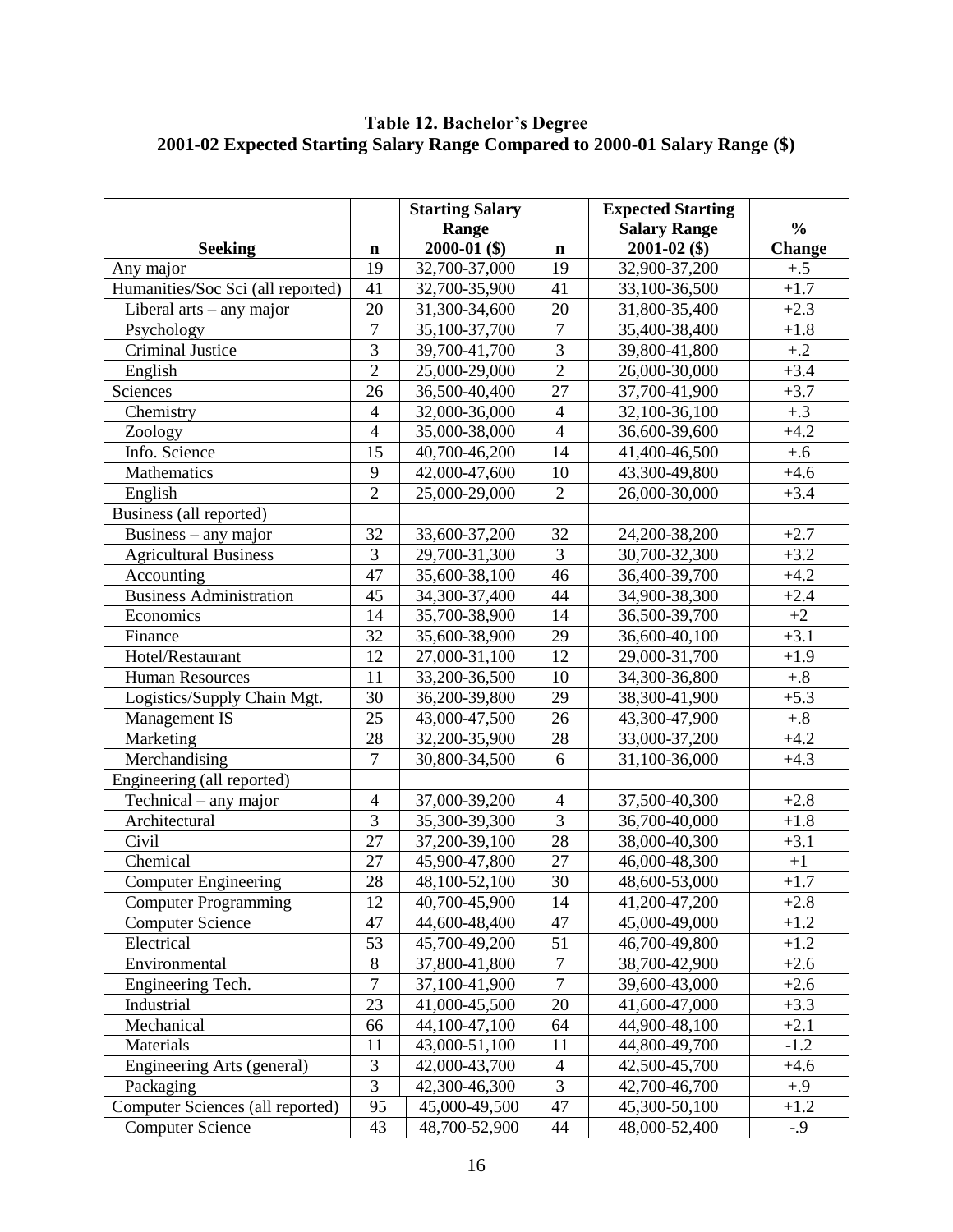**Table 12. Bachelor's Degree**
**2001-02 Expected Starting Salary Range Compared to 2000-01 Salary Range ($)**

| Seeking | n | Starting Salary Range 2000-01 ($) | n | Expected Starting Salary Range 2001-02 ($) | % Change |
|---|---|---|---|---|---|
| Any major | 19 | 32,700-37,000 | 19 | 32,900-37,200 | +.5 |
| Humanities/Soc Sci (all reported) | 41 | 32,700-35,900 | 41 | 33,100-36,500 | +1.7 |
| Liberal arts – any major | 20 | 31,300-34,600 | 20 | 31,800-35,400 | +2.3 |
| Psychology | 7 | 35,100-37,700 | 7 | 35,400-38,400 | +1.8 |
| Criminal Justice | 3 | 39,700-41,700 | 3 | 39,800-41,800 | +.2 |
| English | 2 | 25,000-29,000 | 2 | 26,000-30,000 | +3.4 |
| Sciences | 26 | 36,500-40,400 | 27 | 37,700-41,900 | +3.7 |
| Chemistry | 4 | 32,000-36,000 | 4 | 32,100-36,100 | +.3 |
| Zoology | 4 | 35,000-38,000 | 4 | 36,600-39,600 | +4.2 |
| Info. Science | 15 | 40,700-46,200 | 14 | 41,400-46,500 | +.6 |
| Mathematics | 9 | 42,000-47,600 | 10 | 43,300-49,800 | +4.6 |
| English | 2 | 25,000-29,000 | 2 | 26,000-30,000 | +3.4 |
| Business (all reported) | | | | | |
| Business – any major | 32 | 33,600-37,200 | 32 | 24,200-38,200 | +2.7 |
| Agricultural Business | 3 | 29,700-31,300 | 3 | 30,700-32,300 | +3.2 |
| Accounting | 47 | 35,600-38,100 | 46 | 36,400-39,700 | +4.2 |
| Business Administration | 45 | 34,300-37,400 | 44 | 34,900-38,300 | +2.4 |
| Economics | 14 | 35,700-38,900 | 14 | 36,500-39,700 | +2 |
| Finance | 32 | 35,600-38,900 | 29 | 36,600-40,100 | +3.1 |
| Hotel/Restaurant | 12 | 27,000-31,100 | 12 | 29,000-31,700 | +1.9 |
| Human Resources | 11 | 33,200-36,500 | 10 | 34,300-36,800 | +.8 |
| Logistics/Supply Chain Mgt. | 30 | 36,200-39,800 | 29 | 38,300-41,900 | +5.3 |
| Management IS | 25 | 43,000-47,500 | 26 | 43,300-47,900 | +.8 |
| Marketing | 28 | 32,200-35,900 | 28 | 33,000-37,200 | +4.2 |
| Merchandising | 7 | 30,800-34,500 | 6 | 31,100-36,000 | +4.3 |
| Engineering (all reported) | | | | | |
| Technical – any major | 4 | 37,000-39,200 | 4 | 37,500-40,300 | +2.8 |
| Architectural | 3 | 35,300-39,300 | 3 | 36,700-40,000 | +1.8 |
| Civil | 27 | 37,200-39,100 | 28 | 38,000-40,300 | +3.1 |
| Chemical | 27 | 45,900-47,800 | 27 | 46,000-48,300 | +1 |
| Computer Engineering | 28 | 48,100-52,100 | 30 | 48,600-53,000 | +1.7 |
| Computer Programming | 12 | 40,700-45,900 | 14 | 41,200-47,200 | +2.8 |
| Computer Science | 47 | 44,600-48,400 | 47 | 45,000-49,000 | +1.2 |
| Electrical | 53 | 45,700-49,200 | 51 | 46,700-49,800 | +1.2 |
| Environmental | 8 | 37,800-41,800 | 7 | 38,700-42,900 | +2.6 |
| Engineering Tech. | 7 | 37,100-41,900 | 7 | 39,600-43,000 | +2.6 |
| Industrial | 23 | 41,000-45,500 | 20 | 41,600-47,000 | +3.3 |
| Mechanical | 66 | 44,100-47,100 | 64 | 44,900-48,100 | +2.1 |
| Materials | 11 | 43,000-51,100 | 11 | 44,800-49,700 | -1.2 |
| Engineering Arts (general) | 3 | 42,000-43,700 | 4 | 42,500-45,700 | +4.6 |
| Packaging | 3 | 42,300-46,300 | 3 | 42,700-46,700 | +.9 |
| Computer Sciences (all reported) | 95 | 45,000-49,500 | 47 | 45,300-50,100 | +1.2 |
| Computer Science | 43 | 48,700-52,900 | 44 | 48,000-52,400 | -.9 |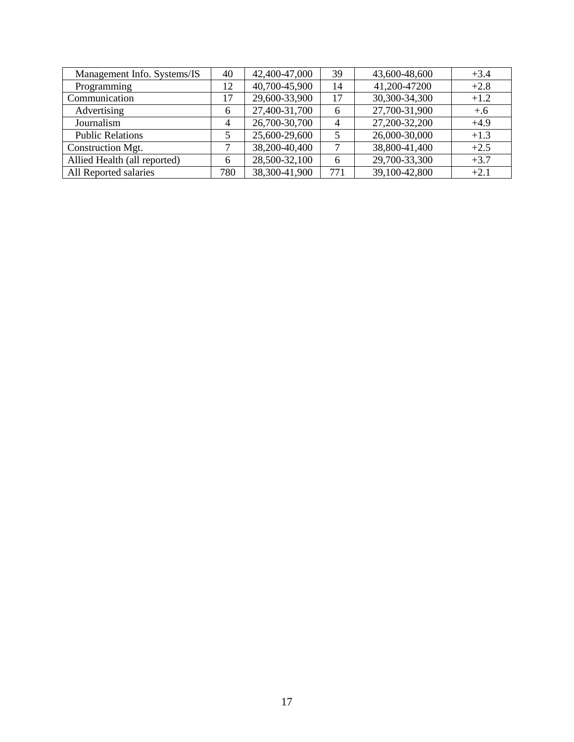| | | | | | |
|---|---|---|---|---|---|
| Management Info. Systems/IS | 40 | 42,400-47,000 | 39 | 43,600-48,600 | +3.4 |
| Programming | 12 | 40,700-45,900 | 14 | 41,200-47200 | +2.8 |
| Communication | 17 | 29,600-33,900 | 17 | 30,300-34,300 | +1.2 |
| Advertising | 6 | 27,400-31,700 | 6 | 27,700-31,900 | +.6 |
| Journalism | 4 | 26,700-30,700 | 4 | 27,200-32,200 | +4.9 |
| Public Relations | 5 | 25,600-29,600 | 5 | 26,000-30,000 | +1.3 |
| Construction Mgt. | 7 | 38,200-40,400 | 7 | 38,800-41,400 | +2.5 |
| Allied Health (all reported) | 6 | 28,500-32,100 | 6 | 29,700-33,300 | +3.7 |
| All Reported salaries | 780 | 38,300-41,900 | 771 | 39,100-42,800 | +2.1 |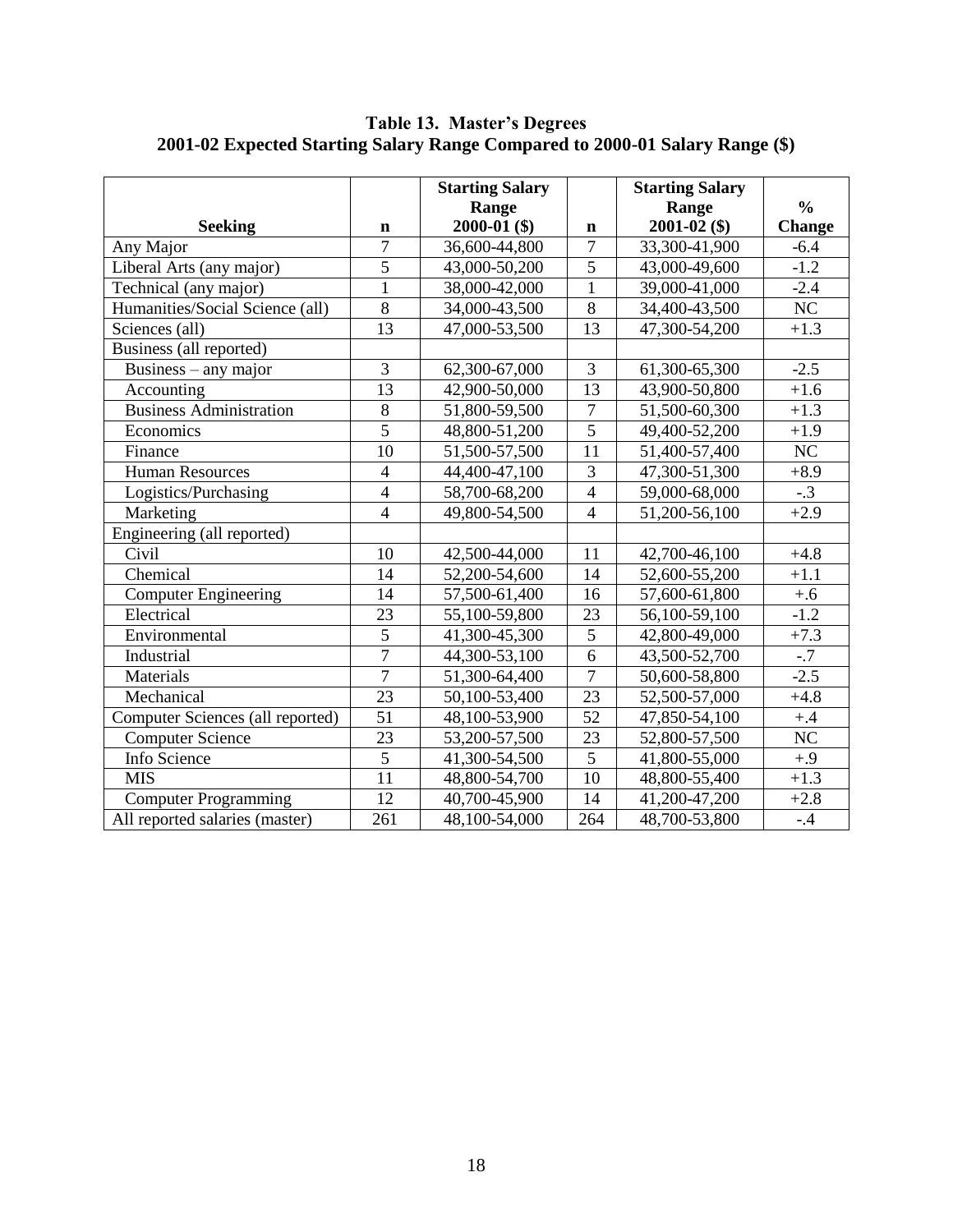**Table 13. Master's Degrees**
**2001-02 Expected Starting Salary Range Compared to 2000-01 Salary Range ($)**

| Seeking | n | Starting Salary Range 2000-01 ($) | n | Starting Salary Range 2001-02 ($) | % Change |
|---|---|---|---|---|---|
| Any Major | 7 | 36,600-44,800 | 7 | 33,300-41,900 | -6.4 |
| Liberal Arts (any major) | 5 | 43,000-50,200 | 5 | 43,000-49,600 | -1.2 |
| Technical (any major) | 1 | 38,000-42,000 | 1 | 39,000-41,000 | -2.4 |
| Humanities/Social Science (all) | 8 | 34,000-43,500 | 8 | 34,400-43,500 | NC |
| Sciences (all) | 13 | 47,000-53,500 | 13 | 47,300-54,200 | +1.3 |
| Business (all reported) | | | | | |
| Business – any major | 3 | 62,300-67,000 | 3 | 61,300-65,300 | -2.5 |
| Accounting | 13 | 42,900-50,000 | 13 | 43,900-50,800 | +1.6 |
| Business Administration | 8 | 51,800-59,500 | 7 | 51,500-60,300 | +1.3 |
| Economics | 5 | 48,800-51,200 | 5 | 49,400-52,200 | +1.9 |
| Finance | 10 | 51,500-57,500 | 11 | 51,400-57,400 | NC |
| Human Resources | 4 | 44,400-47,100 | 3 | 47,300-51,300 | +8.9 |
| Logistics/Purchasing | 4 | 58,700-68,200 | 4 | 59,000-68,000 | -.3 |
| Marketing | 4 | 49,800-54,500 | 4 | 51,200-56,100 | +2.9 |
| Engineering (all reported) | | | | | |
| Civil | 10 | 42,500-44,000 | 11 | 42,700-46,100 | +4.8 |
| Chemical | 14 | 52,200-54,600 | 14 | 52,600-55,200 | +1.1 |
| Computer Engineering | 14 | 57,500-61,400 | 16 | 57,600-61,800 | +.6 |
| Electrical | 23 | 55,100-59,800 | 23 | 56,100-59,100 | -1.2 |
| Environmental | 5 | 41,300-45,300 | 5 | 42,800-49,000 | +7.3 |
| Industrial | 7 | 44,300-53,100 | 6 | 43,500-52,700 | -.7 |
| Materials | 7 | 51,300-64,400 | 7 | 50,600-58,800 | -2.5 |
| Mechanical | 23 | 50,100-53,400 | 23 | 52,500-57,000 | +4.8 |
| Computer Sciences (all reported) | 51 | 48,100-53,900 | 52 | 47,850-54,100 | +.4 |
| Computer Science | 23 | 53,200-57,500 | 23 | 52,800-57,500 | NC |
| Info Science | 5 | 41,300-54,500 | 5 | 41,800-55,000 | +.9 |
| MIS | 11 | 48,800-54,700 | 10 | 48,800-55,400 | +1.3 |
| Computer Programming | 12 | 40,700-45,900 | 14 | 41,200-47,200 | +2.8 |
| All reported salaries (master) | 261 | 48,100-54,000 | 264 | 48,700-53,800 | -.4 |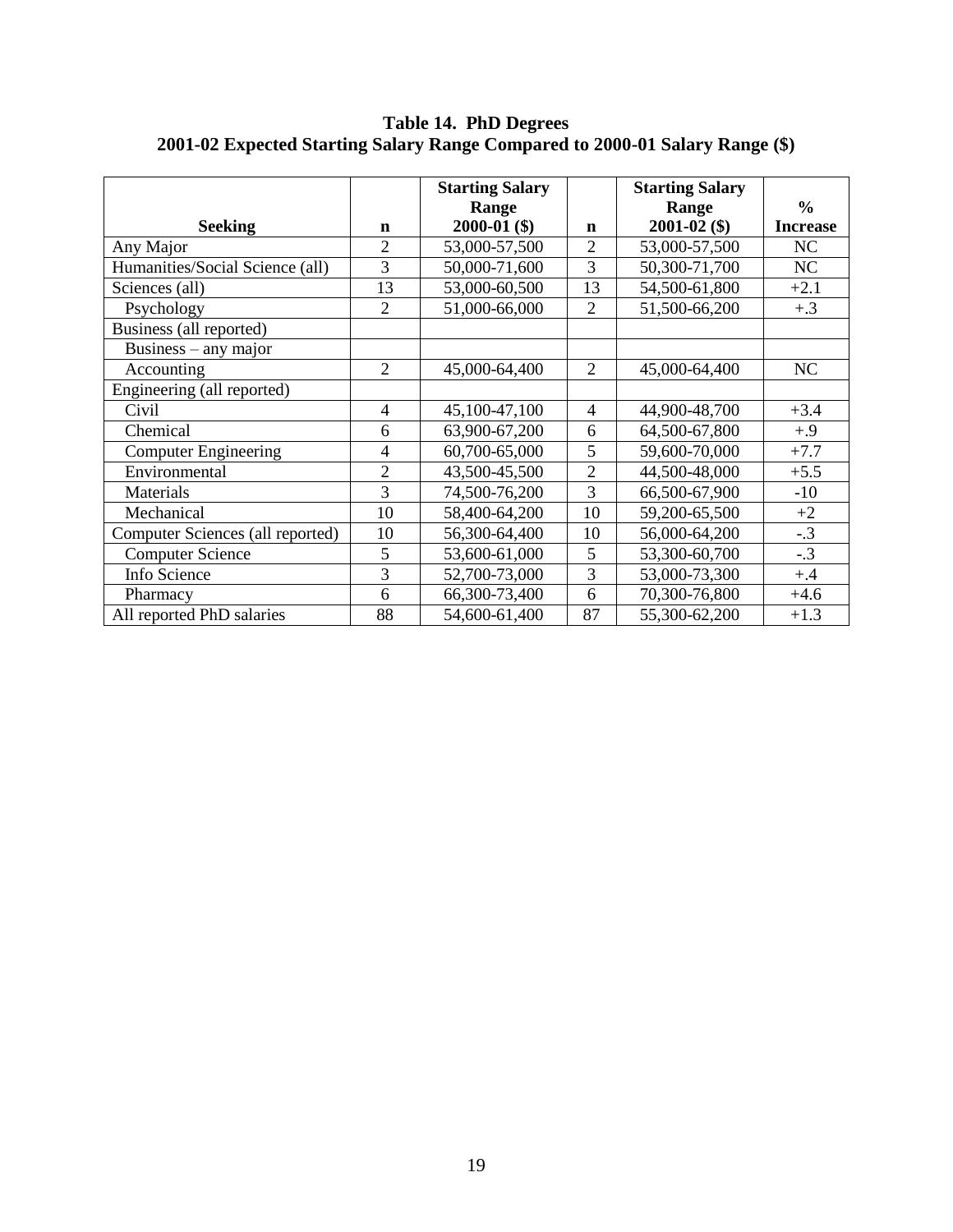**Table 14. PhD Degrees**
**2001-02 Expected Starting Salary Range Compared to 2000-01 Salary Range ($)**

| Seeking | n | Starting Salary Range 2000-01 ($) | n | Starting Salary Range 2001-02 ($) | % Increase |
|---|---|---|---|---|---|
| Any Major | 2 | 53,000-57,500 | 2 | 53,000-57,500 | NC |
| Humanities/Social Science (all) | 3 | 50,000-71,600 | 3 | 50,300-71,700 | NC |
| Sciences (all) | 13 | 53,000-60,500 | 13 | 54,500-61,800 | +2.1 |
| Psychology | 2 | 51,000-66,000 | 2 | 51,500-66,200 | +.3 |
| Business (all reported) | | | | | |
| Business – any major | | | | | |
| Accounting | 2 | 45,000-64,400 | 2 | 45,000-64,400 | NC |
| Engineering (all reported) | | | | | |
| Civil | 4 | 45,100-47,100 | 4 | 44,900-48,700 | +3.4 |
| Chemical | 6 | 63,900-67,200 | 6 | 64,500-67,800 | +.9 |
| Computer Engineering | 4 | 60,700-65,000 | 5 | 59,600-70,000 | +7.7 |
| Environmental | 2 | 43,500-45,500 | 2 | 44,500-48,000 | +5.5 |
| Materials | 3 | 74,500-76,200 | 3 | 66,500-67,900 | -10 |
| Mechanical | 10 | 58,400-64,200 | 10 | 59,200-65,500 | +2 |
| Computer Sciences (all reported) | 10 | 56,300-64,400 | 10 | 56,000-64,200 | -.3 |
| Computer Science | 5 | 53,600-61,000 | 5 | 53,300-60,700 | -.3 |
| Info Science | 3 | 52,700-73,000 | 3 | 53,000-73,300 | +.4 |
| Pharmacy | 6 | 66,300-73,400 | 6 | 70,300-76,800 | +4.6 |
| All reported PhD salaries | 88 | 54,600-61,400 | 87 | 55,300-62,200 | +1.3 |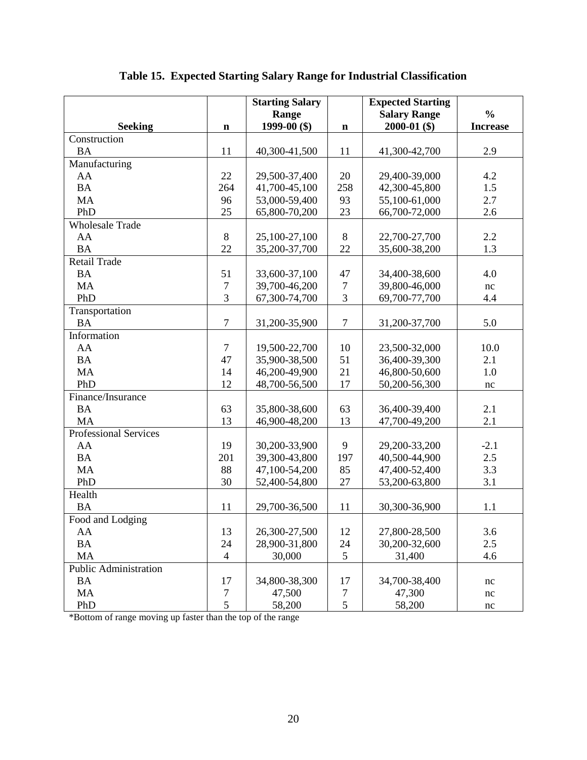# Table 15. Expected Starting Salary Range for Industrial Classification

| Seeking | n | Starting Salary Range 1999-00 ($) | n | Expected Starting Salary Range 2000-01 ($) | % Increase |
|---|---|---|---|---|---|
| Construction | | | | | |
| BA | 11 | 40,300-41,500 | 11 | 41,300-42,700 | 2.9 |
| Manufacturing | | | | | |
| AA | 22 | 29,500-37,400 | 20 | 29,400-39,000 | 4.2 |
| BA | 264 | 41,700-45,100 | 258 | 42,300-45,800 | 1.5 |
| MA | 96 | 53,000-59,400 | 93 | 55,100-61,000 | 2.7 |
| PhD | 25 | 65,800-70,200 | 23 | 66,700-72,000 | 2.6 |
| Wholesale Trade | | | | | |
| AA | 8 | 25,100-27,100 | 8 | 22,700-27,700 | 2.2 |
| BA | 22 | 35,200-37,700 | 22 | 35,600-38,200 | 1.3 |
| Retail Trade | | | | | |
| BA | 51 | 33,600-37,100 | 47 | 34,400-38,600 | 4.0 |
| MA | 7 | 39,700-46,200 | 7 | 39,800-46,000 | nc |
| PhD | 3 | 67,300-74,700 | 3 | 69,700-77,700 | 4.4 |
| Transportation | | | | | |
| BA | 7 | 31,200-35,900 | 7 | 31,200-37,700 | 5.0 |
| Information | | | | | |
| AA | 7 | 19,500-22,700 | 10 | 23,500-32,000 | 10.0 |
| BA | 47 | 35,900-38,500 | 51 | 36,400-39,300 | 2.1 |
| MA | 14 | 46,200-49,900 | 21 | 46,800-50,600 | 1.0 |
| PhD | 12 | 48,700-56,500 | 17 | 50,200-56,300 | nc |
| Finance/Insurance | | | | | |
| BA | 63 | 35,800-38,600 | 63 | 36,400-39,400 | 2.1 |
| MA | 13 | 46,900-48,200 | 13 | 47,700-49,200 | 2.1 |
| Professional Services | | | | | |
| AA | 19 | 30,200-33,900 | 9 | 29,200-33,200 | -2.1 |
| BA | 201 | 39,300-43,800 | 197 | 40,500-44,900 | 2.5 |
| MA | 88 | 47,100-54,200 | 85 | 47,400-52,400 | 3.3 |
| PhD | 30 | 52,400-54,800 | 27 | 53,200-63,800 | 3.1 |
| Health | | | | | |
| BA | 11 | 29,700-36,500 | 11 | 30,300-36,900 | 1.1 |
| Food and Lodging | | | | | |
| AA | 13 | 26,300-27,500 | 12 | 27,800-28,500 | 3.6 |
| BA | 24 | 28,900-31,800 | 24 | 30,200-32,600 | 2.5 |
| MA | 4 | 30,000 | 5 | 31,400 | 4.6 |
| Public Administration | | | | | |
| BA | 17 | 34,800-38,300 | 17 | 34,700-38,400 | nc |
| MA | 7 | 47,500 | 7 | 47,300 | nc |
| PhD | 5 | 58,200 | 5 | 58,200 | nc |

*Bottom of range moving up faster than the top of the range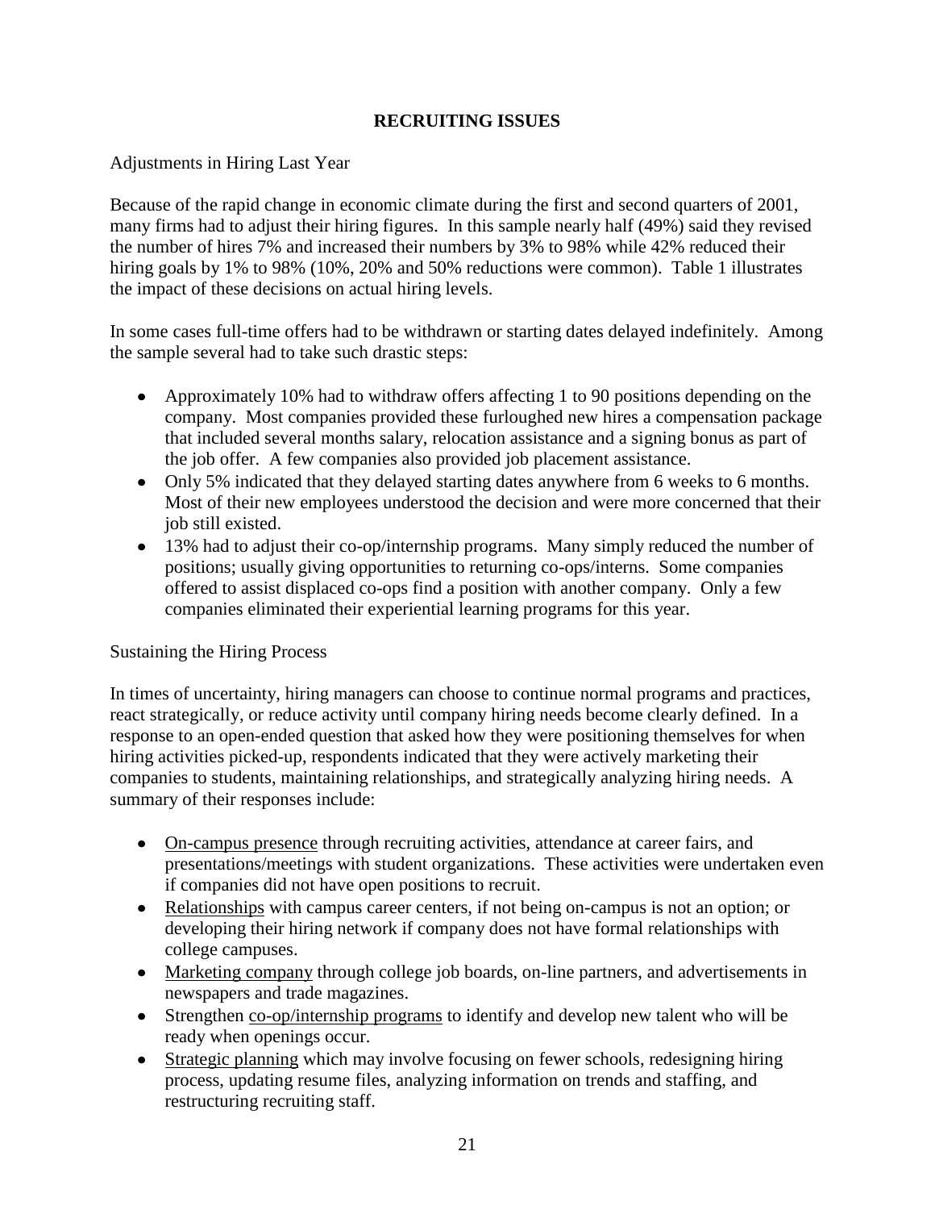## RECRUITING ISSUES

Adjustments in Hiring Last Year

Because of the rapid change in economic climate during the first and second quarters of 2001, many firms had to adjust their hiring figures. In this sample nearly half (49%) said they revised the number of hires 7% and increased their numbers by 3% to 98% while 42% reduced their hiring goals by 1% to 98% (10%, 20% and 50% reductions were common). Table 1 illustrates the impact of these decisions on actual hiring levels.

In some cases full-time offers had to be withdrawn or starting dates delayed indefinitely. Among the sample several had to take such drastic steps:

- Approximately 10% had to withdraw offers affecting 1 to 90 positions depending on the company. Most companies provided these furloughed new hires a compensation package that included several months salary, relocation assistance and a signing bonus as part of the job offer. A few companies also provided job placement assistance.
- Only 5% indicated that they delayed starting dates anywhere from 6 weeks to 6 months. Most of their new employees understood the decision and were more concerned that their job still existed.
- 13% had to adjust their co-op/internship programs. Many simply reduced the number of positions; usually giving opportunities to returning co-ops/interns. Some companies offered to assist displaced co-ops find a position with another company. Only a few companies eliminated their experiential learning programs for this year.

Sustaining the Hiring Process

In times of uncertainty, hiring managers can choose to continue normal programs and practices, react strategically, or reduce activity until company hiring needs become clearly defined. In a response to an open-ended question that asked how they were positioning themselves for when hiring activities picked-up, respondents indicated that they were actively marketing their companies to students, maintaining relationships, and strategically analyzing hiring needs. A summary of their responses include:

- On-campus presence through recruiting activities, attendance at career fairs, and presentations/meetings with student organizations. These activities were undertaken even if companies did not have open positions to recruit.
- Relationships with campus career centers, if not being on-campus is not an option; or developing their hiring network if company does not have formal relationships with college campuses.
- Marketing company through college job boards, on-line partners, and advertisements in newspapers and trade magazines.
- Strengthen co-op/internship programs to identify and develop new talent who will be ready when openings occur.
- Strategic planning which may involve focusing on fewer schools, redesigning hiring process, updating resume files, analyzing information on trends and staffing, and restructuring recruiting staff.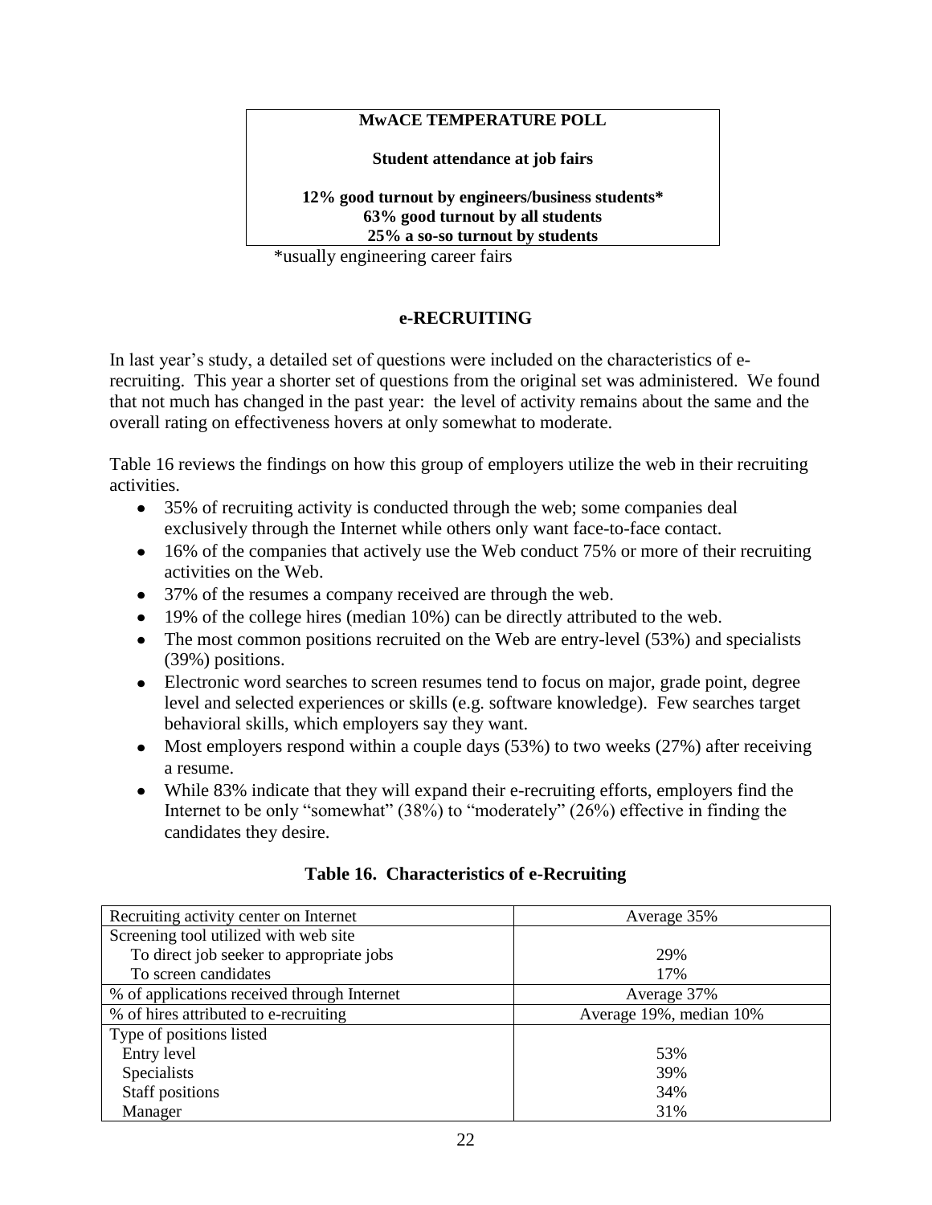**MwACE TEMPERATURE POLL**

**Student attendance at job fairs**

**12% good turnout by engineers/business students***
**63% good turnout by all students**
**25% a so-so turnout by students**

*usually engineering career fairs

## e-RECRUITING

In last year's study, a detailed set of questions were included on the characteristics of e-recruiting. This year a shorter set of questions from the original set was administered. We found that not much has changed in the past year: the level of activity remains about the same and the overall rating on effectiveness hovers at only somewhat to moderate.

Table 16 reviews the findings on how this group of employers utilize the web in their recruiting activities.

- 35% of recruiting activity is conducted through the web; some companies deal exclusively through the Internet while others only want face-to-face contact.
- 16% of the companies that actively use the Web conduct 75% or more of their recruiting activities on the Web.
- 37% of the resumes a company received are through the web.
- 19% of the college hires (median 10%) can be directly attributed to the web.
- The most common positions recruited on the Web are entry-level (53%) and specialists (39%) positions.
- Electronic word searches to screen resumes tend to focus on major, grade point, degree level and selected experiences or skills (e.g. software knowledge). Few searches target behavioral skills, which employers say they want.
- Most employers respond within a couple days (53%) to two weeks (27%) after receiving a resume.
- While 83% indicate that they will expand their e-recruiting efforts, employers find the Internet to be only "somewhat" (38%) to "moderately" (26%) effective in finding the candidates they desire.

**Table 16. Characteristics of e-Recruiting**

| | |
|---|---|
| Recruiting activity center on Internet | Average 35% |
| Screening tool utilized with web site | |
| To direct job seeker to appropriate jobs | 29% |
| To screen candidates | 17% |
| % of applications received through Internet | Average 37% |
| % of hires attributed to e-recruiting | Average 19%, median 10% |
| Type of positions listed | |
| Entry level | 53% |
| Specialists | 39% |
| Staff positions | 34% |
| Manager | 31% |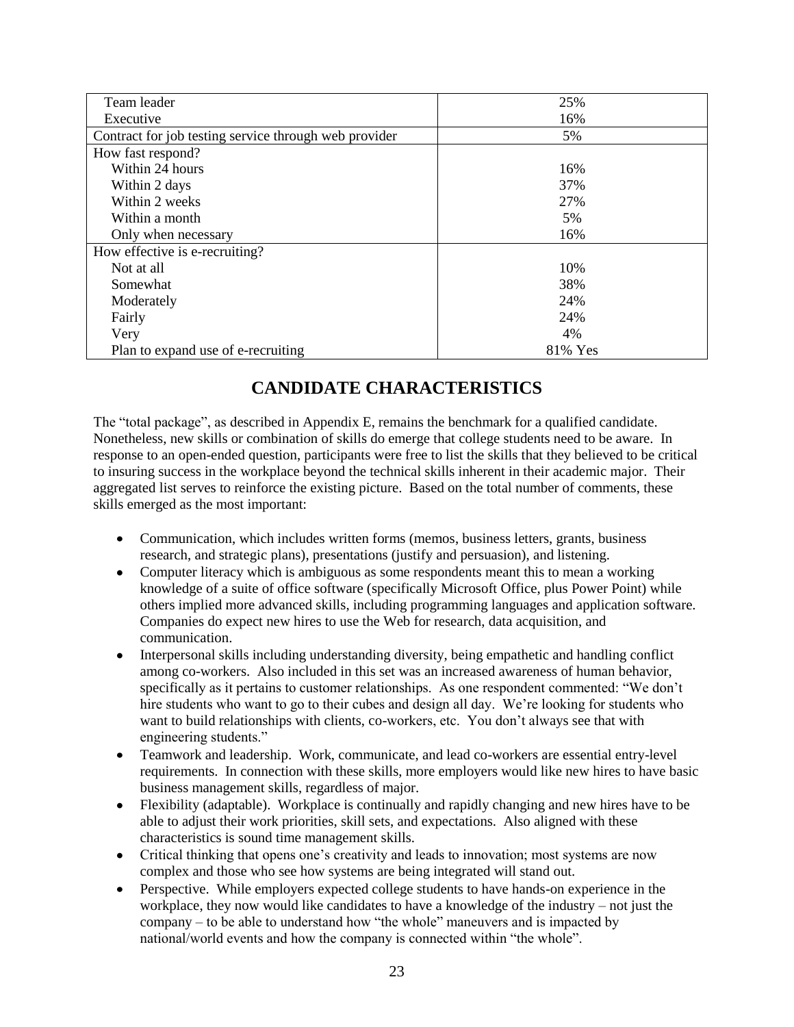|  |  |
| --- | --- |
| Team leader | 25% |
| Executive | 16% |
| Contract for job testing service through web provider | 5% |
| How fast respond? |  |
| Within 24 hours | 16% |
| Within 2 days | 37% |
| Within 2 weeks | 27% |
| Within a month | 5% |
| Only when necessary | 16% |
| How effective is e-recruiting? |  |
| Not at all | 10% |
| Somewhat | 38% |
| Moderately | 24% |
| Fairly | 24% |
| Very | 4% |
| Plan to expand use of e-recruiting | 81% Yes |

## CANDIDATE CHARACTERISTICS

The "total package", as described in Appendix E, remains the benchmark for a qualified candidate. Nonetheless, new skills or combination of skills do emerge that college students need to be aware. In response to an open-ended question, participants were free to list the skills that they believed to be critical to insuring success in the workplace beyond the technical skills inherent in their academic major. Their aggregated list serves to reinforce the existing picture. Based on the total number of comments, these skills emerged as the most important:

- Communication, which includes written forms (memos, business letters, grants, business research, and strategic plans), presentations (justify and persuasion), and listening.
- Computer literacy which is ambiguous as some respondents meant this to mean a working knowledge of a suite of office software (specifically Microsoft Office, plus Power Point) while others implied more advanced skills, including programming languages and application software. Companies do expect new hires to use the Web for research, data acquisition, and communication.
- Interpersonal skills including understanding diversity, being empathetic and handling conflict among co-workers. Also included in this set was an increased awareness of human behavior, specifically as it pertains to customer relationships. As one respondent commented: "We don't hire students who want to go to their cubes and design all day. We're looking for students who want to build relationships with clients, co-workers, etc. You don't always see that with engineering students."
- Teamwork and leadership. Work, communicate, and lead co-workers are essential entry-level requirements. In connection with these skills, more employers would like new hires to have basic business management skills, regardless of major.
- Flexibility (adaptable). Workplace is continually and rapidly changing and new hires have to be able to adjust their work priorities, skill sets, and expectations. Also aligned with these characteristics is sound time management skills.
- Critical thinking that opens one's creativity and leads to innovation; most systems are now complex and those who see how systems are being integrated will stand out.
- Perspective. While employers expected college students to have hands-on experience in the workplace, they now would like candidates to have a knowledge of the industry – not just the company – to be able to understand how "the whole" maneuvers and is impacted by national/world events and how the company is connected within "the whole".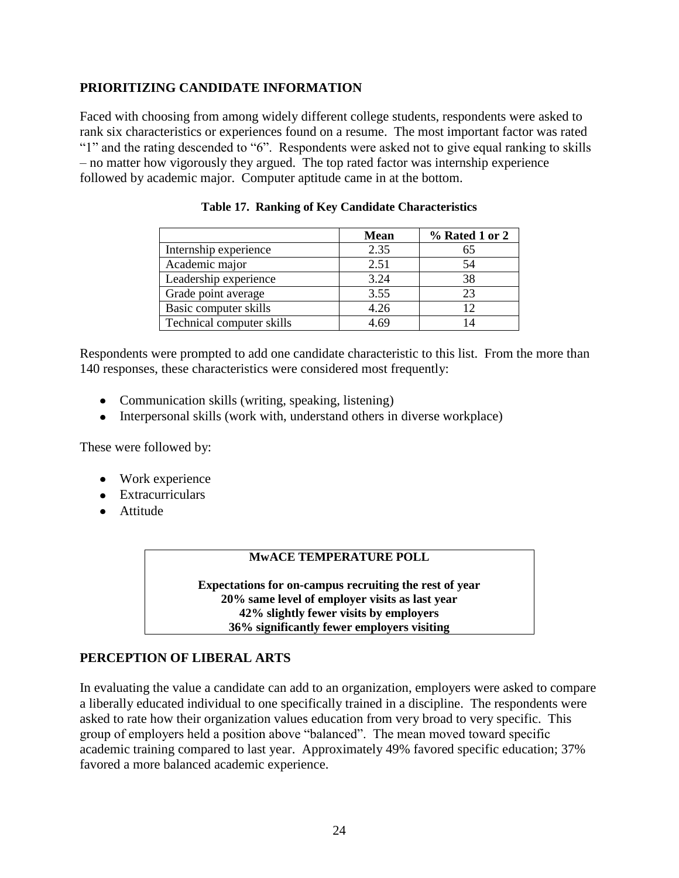## PRIORITIZING CANDIDATE INFORMATION

Faced with choosing from among widely different college students, respondents were asked to rank six characteristics or experiences found on a resume. The most important factor was rated "1" and the rating descended to "6". Respondents were asked not to give equal ranking to skills – no matter how vigorously they argued. The top rated factor was internship experience followed by academic major. Computer aptitude came in at the bottom.

**Table 17. Ranking of Key Candidate Characteristics**

| | Mean | % Rated 1 or 2 |
|---|---|---|
| Internship experience | 2.35 | 65 |
| Academic major | 2.51 | 54 |
| Leadership experience | 3.24 | 38 |
| Grade point average | 3.55 | 23 |
| Basic computer skills | 4.26 | 12 |
| Technical computer skills | 4.69 | 14 |

Respondents were prompted to add one candidate characteristic to this list. From the more than 140 responses, these characteristics were considered most frequently:

- Communication skills (writing, speaking, listening)
- Interpersonal skills (work with, understand others in diverse workplace)

These were followed by:

- Work experience
- Extracurriculars
- Attitude

**MwACE TEMPERATURE POLL**

**Expectations for on-campus recruiting the rest of year**
**20% same level of employer visits as last year**
**42% slightly fewer visits by employers**
**36% significantly fewer employers visiting**

## PERCEPTION OF LIBERAL ARTS

In evaluating the value a candidate can add to an organization, employers were asked to compare a liberally educated individual to one specifically trained in a discipline. The respondents were asked to rate how their organization values education from very broad to very specific. This group of employers held a position above "balanced". The mean moved toward specific academic training compared to last year. Approximately 49% favored specific education; 37% favored a more balanced academic experience.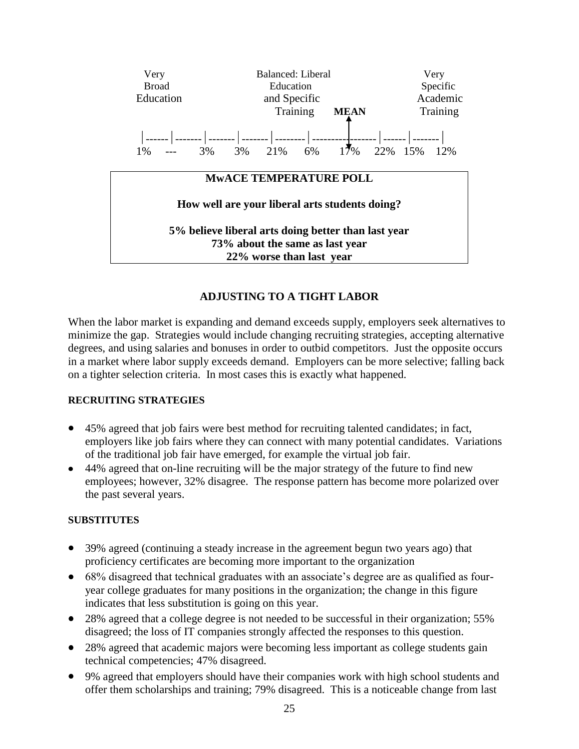| Very Broad Education | | | | Balanced: Liberal Education and Specific Training | | MEAN | | | Very Specific Academic Training |
|---|---|---|---|---|---|---|---|---|---|
| 1% | --- | 3% | 3% | 21% | 6% | 17% | 22% | 15% | 12% |

**MwACE TEMPERATURE POLL**

**How well are your liberal arts students doing?**

**5% believe liberal arts doing better than last year**
**73% about the same as last year**
**22% worse than last year**

## ADJUSTING TO A TIGHT LABOR

When the labor market is expanding and demand exceeds supply, employers seek alternatives to minimize the gap. Strategies would include changing recruiting strategies, accepting alternative degrees, and using salaries and bonuses in order to outbid competitors. Just the opposite occurs in a market where labor supply exceeds demand. Employers can be more selective; falling back on a tighter selection criteria. In most cases this is exactly what happened.

### RECRUITING STRATEGIES

- 45% agreed that job fairs were best method for recruiting talented candidates; in fact, employers like job fairs where they can connect with many potential candidates. Variations of the traditional job fair have emerged, for example the virtual job fair.
- 44% agreed that on-line recruiting will be the major strategy of the future to find new employees; however, 32% disagree. The response pattern has become more polarized over the past several years.

### SUBSTITUTES

- 39% agreed (continuing a steady increase in the agreement begun two years ago) that proficiency certificates are becoming more important to the organization
- 68% disagreed that technical graduates with an associate's degree are as qualified as four-year college graduates for many positions in the organization; the change in this figure indicates that less substitution is going on this year.
- 28% agreed that a college degree is not needed to be successful in their organization; 55% disagreed; the loss of IT companies strongly affected the responses to this question.
- 28% agreed that academic majors were becoming less important as college students gain technical competencies; 47% disagreed.
- 9% agreed that employers should have their companies work with high school students and offer them scholarships and training; 79% disagreed. This is a noticeable change from last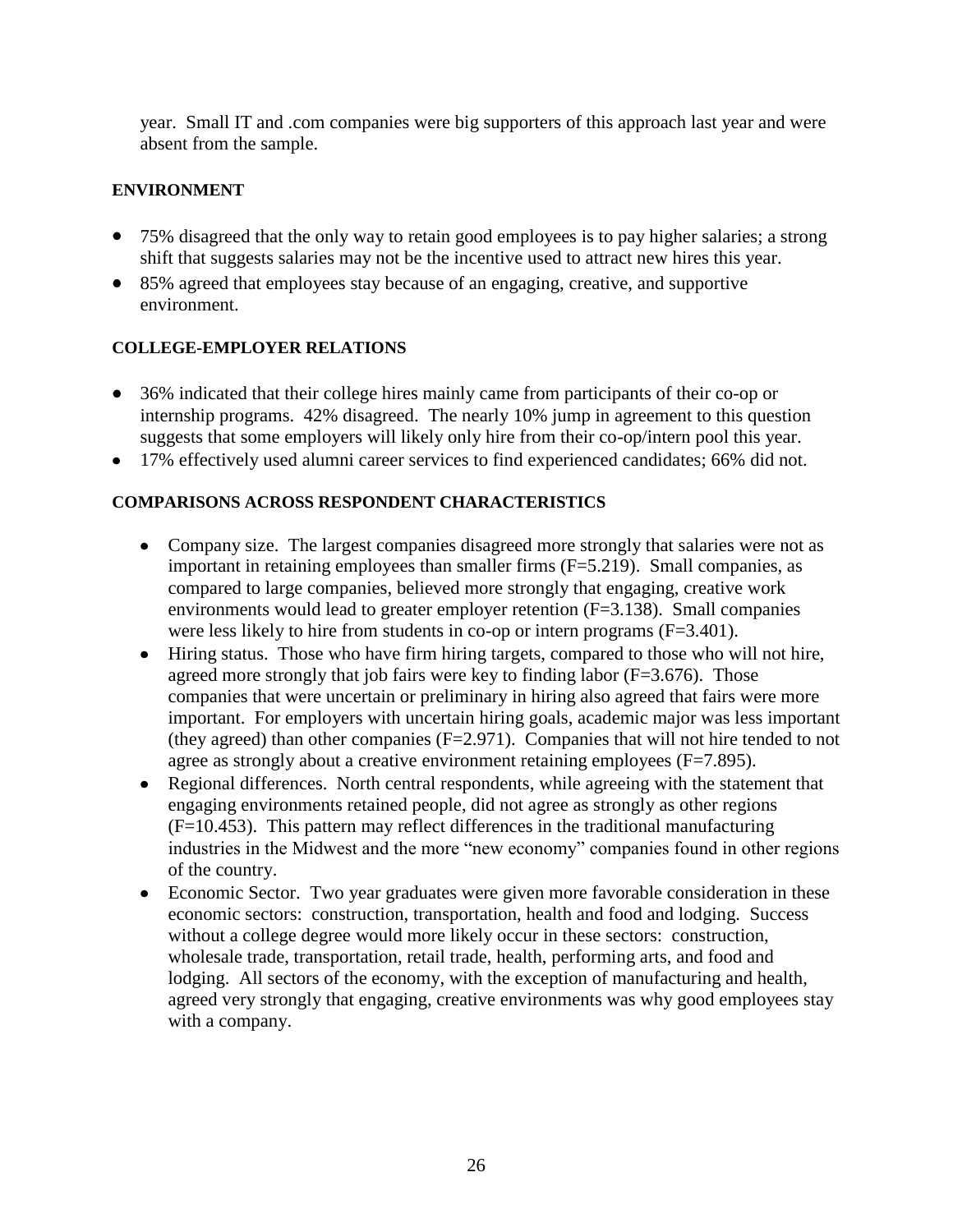year. Small IT and .com companies were big supporters of this approach last year and were absent from the sample.

**ENVIRONMENT**

- 75% disagreed that the only way to retain good employees is to pay higher salaries; a strong shift that suggests salaries may not be the incentive used to attract new hires this year.
- 85% agreed that employees stay because of an engaging, creative, and supportive environment.

**COLLEGE-EMPLOYER RELATIONS**

- 36% indicated that their college hires mainly came from participants of their co-op or internship programs. 42% disagreed. The nearly 10% jump in agreement to this question suggests that some employers will likely only hire from their co-op/intern pool this year.
- 17% effectively used alumni career services to find experienced candidates; 66% did not.

**COMPARISONS ACROSS RESPONDENT CHARACTERISTICS**

- Company size. The largest companies disagreed more strongly that salaries were not as important in retaining employees than smaller firms ($F=5.219$). Small companies, as compared to large companies, believed more strongly that engaging, creative work environments would lead to greater employer retention ($F=3.138$). Small companies were less likely to hire from students in co-op or intern programs ($F=3.401$).
- Hiring status. Those who have firm hiring targets, compared to those who will not hire, agreed more strongly that job fairs were key to finding labor ($F=3.676$). Those companies that were uncertain or preliminary in hiring also agreed that fairs were more important. For employers with uncertain hiring goals, academic major was less important (they agreed) than other companies ($F=2.971$). Companies that will not hire tended to not agree as strongly about a creative environment retaining employees ($F=7.895$).
- Regional differences. North central respondents, while agreeing with the statement that engaging environments retained people, did not agree as strongly as other regions ($F=10.453$). This pattern may reflect differences in the traditional manufacturing industries in the Midwest and the more "new economy" companies found in other regions of the country.
- Economic Sector. Two year graduates were given more favorable consideration in these economic sectors: construction, transportation, health and food and lodging. Success without a college degree would more likely occur in these sectors: construction, wholesale trade, transportation, retail trade, health, performing arts, and food and lodging. All sectors of the economy, with the exception of manufacturing and health, agreed very strongly that engaging, creative environments was why good employees stay with a company.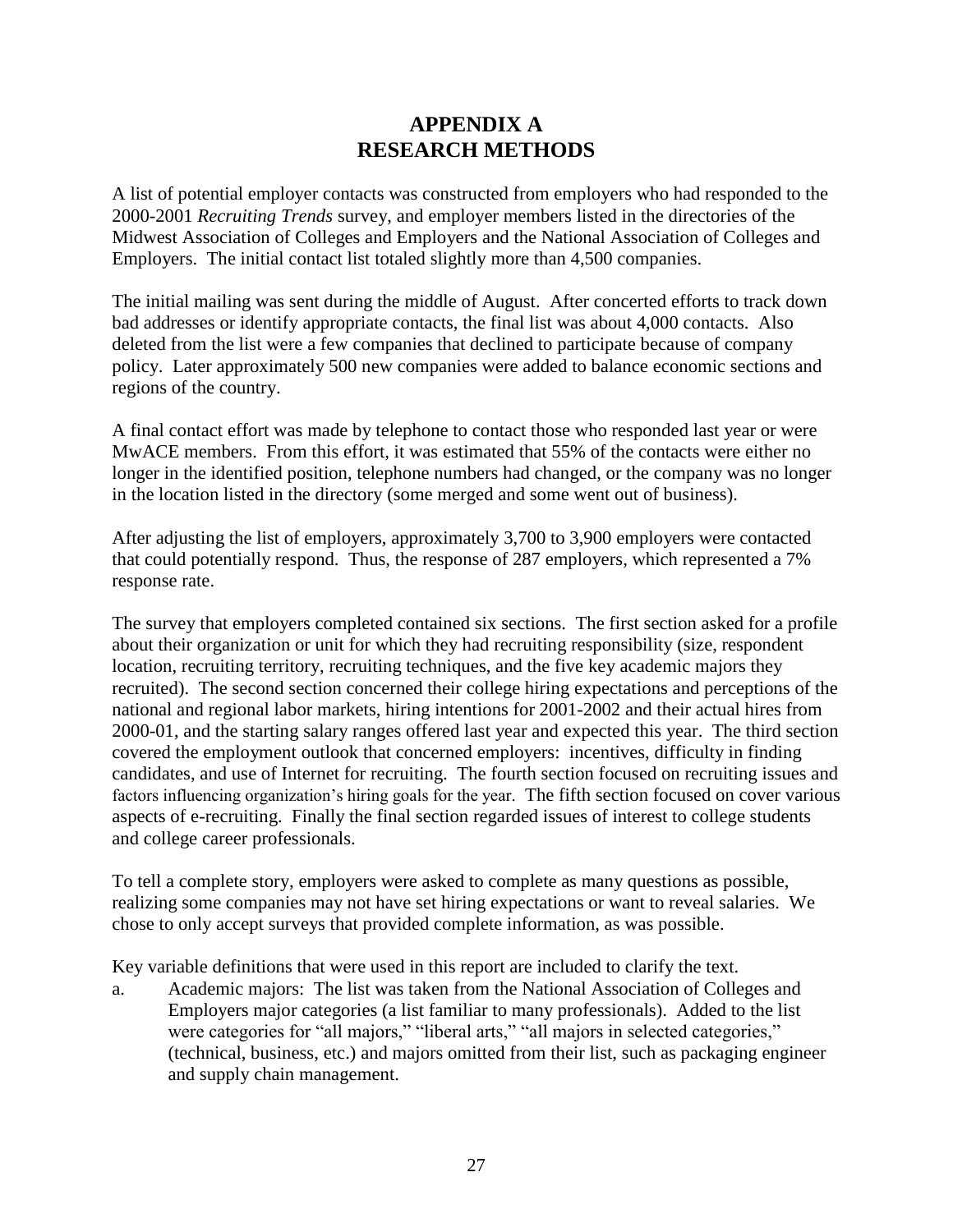# APPENDIX A
# RESEARCH METHODS

A list of potential employer contacts was constructed from employers who had responded to the 2000-2001 *Recruiting Trends* survey, and employer members listed in the directories of the Midwest Association of Colleges and Employers and the National Association of Colleges and Employers. The initial contact list totaled slightly more than 4,500 companies.

The initial mailing was sent during the middle of August. After concerted efforts to track down bad addresses or identify appropriate contacts, the final list was about 4,000 contacts. Also deleted from the list were a few companies that declined to participate because of company policy. Later approximately 500 new companies were added to balance economic sections and regions of the country.

A final contact effort was made by telephone to contact those who responded last year or were MwACE members. From this effort, it was estimated that 55% of the contacts were either no longer in the identified position, telephone numbers had changed, or the company was no longer in the location listed in the directory (some merged and some went out of business).

After adjusting the list of employers, approximately 3,700 to 3,900 employers were contacted that could potentially respond. Thus, the response of 287 employers, which represented a 7% response rate.

The survey that employers completed contained six sections. The first section asked for a profile about their organization or unit for which they had recruiting responsibility (size, respondent location, recruiting territory, recruiting techniques, and the five key academic majors they recruited). The second section concerned their college hiring expectations and perceptions of the national and regional labor markets, hiring intentions for 2001-2002 and their actual hires from 2000-01, and the starting salary ranges offered last year and expected this year. The third section covered the employment outlook that concerned employers: incentives, difficulty in finding candidates, and use of Internet for recruiting. The fourth section focused on recruiting issues and factors influencing organization's hiring goals for the year. The fifth section focused on cover various aspects of e-recruiting. Finally the final section regarded issues of interest to college students and college career professionals.

To tell a complete story, employers were asked to complete as many questions as possible, realizing some companies may not have set hiring expectations or want to reveal salaries. We chose to only accept surveys that provided complete information, as was possible.

Key variable definitions that were used in this report are included to clarify the text.

a. Academic majors: The list was taken from the National Association of Colleges and Employers major categories (a list familiar to many professionals). Added to the list were categories for "all majors," "liberal arts," "all majors in selected categories," (technical, business, etc.) and majors omitted from their list, such as packaging engineer and supply chain management.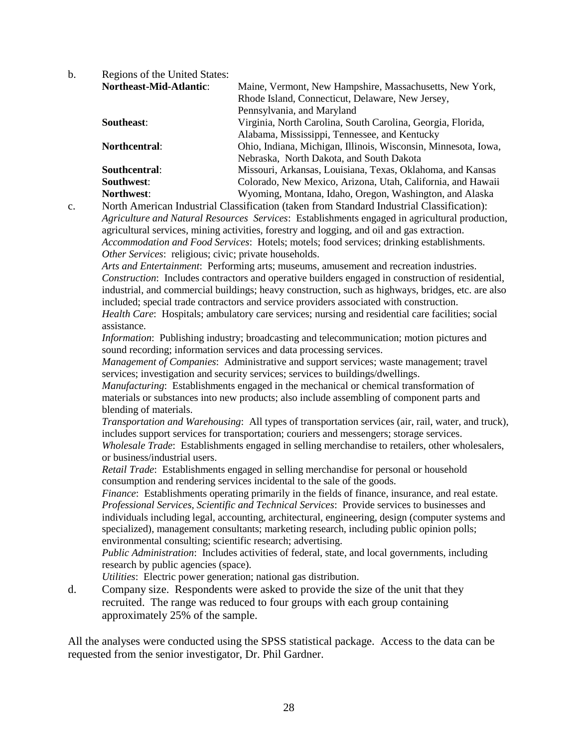b. Regions of the United States:

| | |
|---|---|
| **Northeast-Mid-Atlantic**: | Maine, Vermont, New Hampshire, Massachusetts, New York, Rhode Island, Connecticut, Delaware, New Jersey, Pennsylvania, and Maryland |
| **Southeast**: | Virginia, North Carolina, South Carolina, Georgia, Florida, Alabama, Mississippi, Tennessee, and Kentucky |
| **Northcentral**: | Ohio, Indiana, Michigan, Illinois, Wisconsin, Minnesota, Iowa, Nebraska, North Dakota, and South Dakota |
| **Southcentral**: | Missouri, Arkansas, Louisiana, Texas, Oklahoma, and Kansas |
| **Southwest**: | Colorado, New Mexico, Arizona, Utah, California, and Hawaii |
| **Northwest**: | Wyoming, Montana, Idaho, Oregon, Washington, and Alaska |

c. North American Industrial Classification (taken from Standard Industrial Classification):

*Agriculture and Natural Resources Services*: Establishments engaged in agricultural production, agricultural services, mining activities, forestry and logging, and oil and gas extraction.
*Accommodation and Food Services*: Hotels; motels; food services; drinking establishments.
*Other Services*: religious; civic; private households.
*Arts and Entertainment*: Performing arts; museums, amusement and recreation industries.
*Construction*: Includes contractors and operative builders engaged in construction of residential, industrial, and commercial buildings; heavy construction, such as highways, bridges, etc. are also included; special trade contractors and service providers associated with construction.
*Health Care*: Hospitals; ambulatory care services; nursing and residential care facilities; social assistance.
*Information*: Publishing industry; broadcasting and telecommunication; motion pictures and sound recording; information services and data processing services.
*Management of Companies*: Administrative and support services; waste management; travel services; investigation and security services; services to buildings/dwellings.
*Manufacturing*: Establishments engaged in the mechanical or chemical transformation of materials or substances into new products; also include assembling of component parts and blending of materials.
*Transportation and Warehousing*: All types of transportation services (air, rail, water, and truck), includes support services for transportation; couriers and messengers; storage services.
*Wholesale Trade*: Establishments engaged in selling merchandise to retailers, other wholesalers, or business/industrial users.
*Retail Trade*: Establishments engaged in selling merchandise for personal or household consumption and rendering services incidental to the sale of the goods.
*Finance*: Establishments operating primarily in the fields of finance, insurance, and real estate.
*Professional Services, Scientific and Technical Services*: Provide services to businesses and individuals including legal, accounting, architectural, engineering, design (computer systems and specialized), management consultants; marketing research, including public opinion polls; environmental consulting; scientific research; advertising.
*Public Administration*: Includes activities of federal, state, and local governments, including research by public agencies (space).
*Utilities*: Electric power generation; national gas distribution.

d. Company size. Respondents were asked to provide the size of the unit that they recruited. The range was reduced to four groups with each group containing approximately 25% of the sample.

All the analyses were conducted using the SPSS statistical package. Access to the data can be requested from the senior investigator, Dr. Phil Gardner.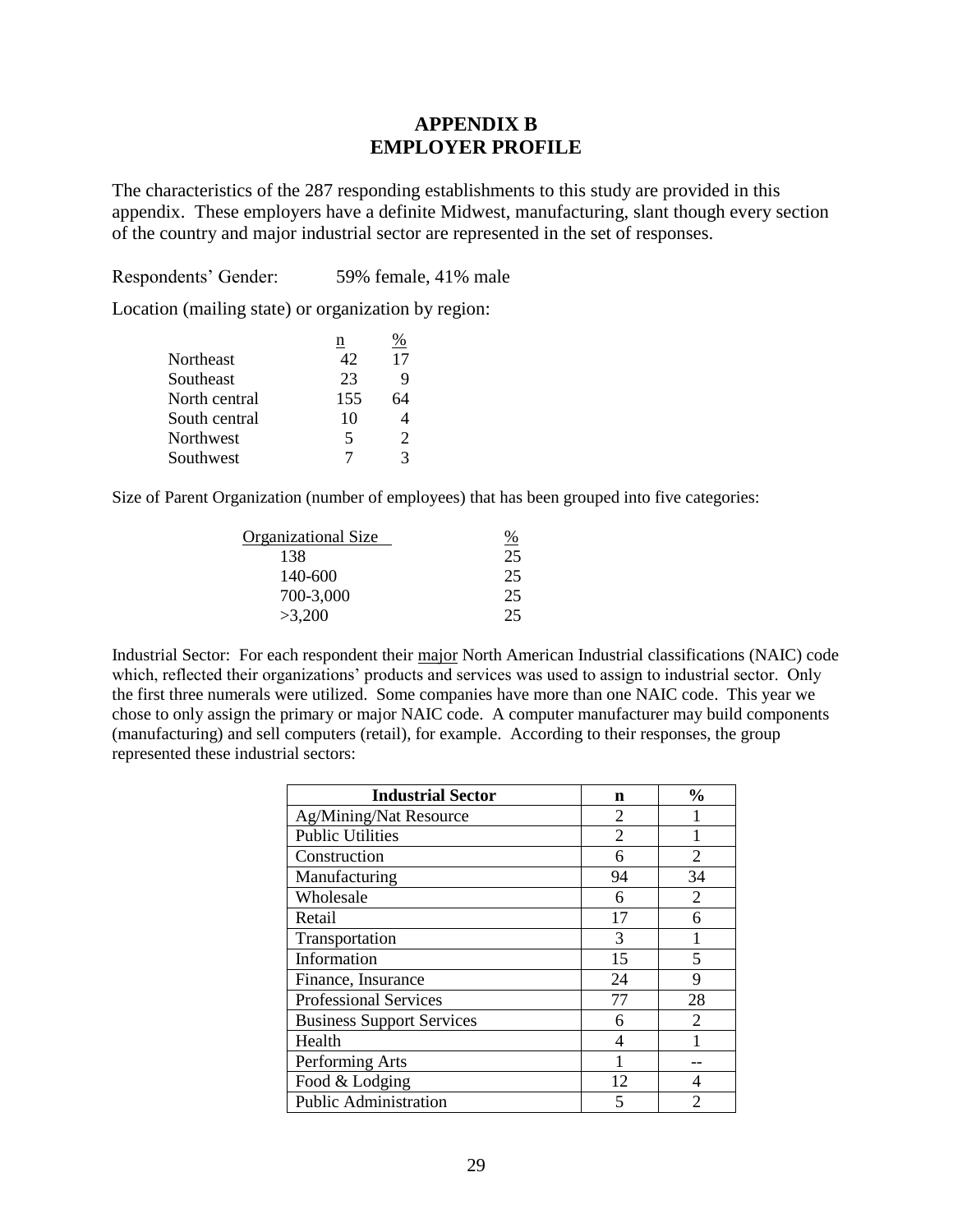# APPENDIX B
# EMPLOYER PROFILE

The characteristics of the 287 responding establishments to this study are provided in this appendix. These employers have a definite Midwest, manufacturing, slant though every section of the country and major industrial sector are represented in the set of responses.

Respondents' Gender: 59% female, 41% male

Location (mailing state) or organization by region:

| | n | % |
|---|---|---|
| Northeast | 42 | 17 |
| Southeast | 23 | 9 |
| North central | 155 | 64 |
| South central | 10 | 4 |
| Northwest | 5 | 2 |
| Southwest | 7 | 3 |

Size of Parent Organization (number of employees) that has been grouped into five categories:

| Organizational Size | % |
|---|---|
| 138 | 25 |
| 140-600 | 25 |
| 700-3,000 | 25 |
| >3,200 | 25 |

Industrial Sector: For each respondent their major North American Industrial classifications (NAIC) code which, reflected their organizations' products and services was used to assign to industrial sector. Only the first three numerals were utilized. Some companies have more than one NAIC code. This year we chose to only assign the primary or major NAIC code. A computer manufacturer may build components (manufacturing) and sell computers (retail), for example. According to their responses, the group represented these industrial sectors:

| Industrial Sector | n | % |
|---|---|---|
| Ag/Mining/Nat Resource | 2 | 1 |
| Public Utilities | 2 | 1 |
| Construction | 6 | 2 |
| Manufacturing | 94 | 34 |
| Wholesale | 6 | 2 |
| Retail | 17 | 6 |
| Transportation | 3 | 1 |
| Information | 15 | 5 |
| Finance, Insurance | 24 | 9 |
| Professional Services | 77 | 28 |
| Business Support Services | 6 | 2 |
| Health | 4 | 1 |
| Performing Arts | 1 | -- |
| Food & Lodging | 12 | 4 |
| Public Administration | 5 | 2 |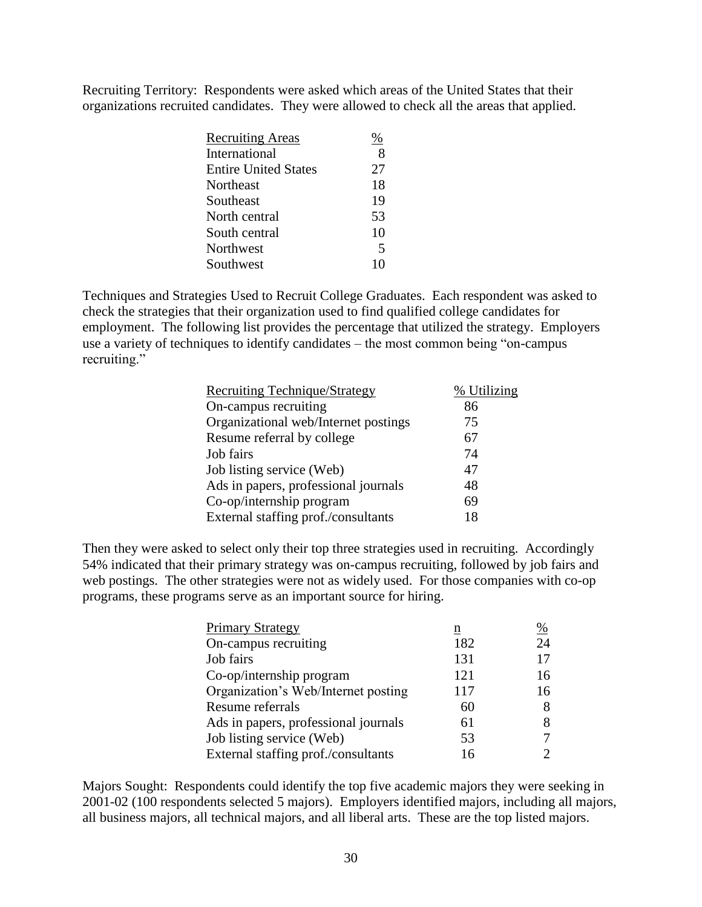Recruiting Territory: Respondents were asked which areas of the United States that their organizations recruited candidates. They were allowed to check all the areas that applied.

| Recruiting Areas | % |
|---|---|
| International | 8 |
| Entire United States | 27 |
| Northeast | 18 |
| Southeast | 19 |
| North central | 53 |
| South central | 10 |
| Northwest | 5 |
| Southwest | 10 |

Techniques and Strategies Used to Recruit College Graduates. Each respondent was asked to check the strategies that their organization used to find qualified college candidates for employment. The following list provides the percentage that utilized the strategy. Employers use a variety of techniques to identify candidates – the most common being "on-campus recruiting."

| Recruiting Technique/Strategy | % Utilizing |
|---|---|
| On-campus recruiting | 86 |
| Organizational web/Internet postings | 75 |
| Resume referral by college | 67 |
| Job fairs | 74 |
| Job listing service (Web) | 47 |
| Ads in papers, professional journals | 48 |
| Co-op/internship program | 69 |
| External staffing prof./consultants | 18 |

Then they were asked to select only their top three strategies used in recruiting. Accordingly 54% indicated that their primary strategy was on-campus recruiting, followed by job fairs and web postings. The other strategies were not as widely used. For those companies with co-op programs, these programs serve as an important source for hiring.

| Primary Strategy | n | % |
|---|---|---|
| On-campus recruiting | 182 | 24 |
| Job fairs | 131 | 17 |
| Co-op/internship program | 121 | 16 |
| Organization's Web/Internet posting | 117 | 16 |
| Resume referrals | 60 | 8 |
| Ads in papers, professional journals | 61 | 8 |
| Job listing service (Web) | 53 | 7 |
| External staffing prof./consultants | 16 | 2 |

Majors Sought: Respondents could identify the top five academic majors they were seeking in 2001-02 (100 respondents selected 5 majors). Employers identified majors, including all majors, all business majors, all technical majors, and all liberal arts. These are the top listed majors.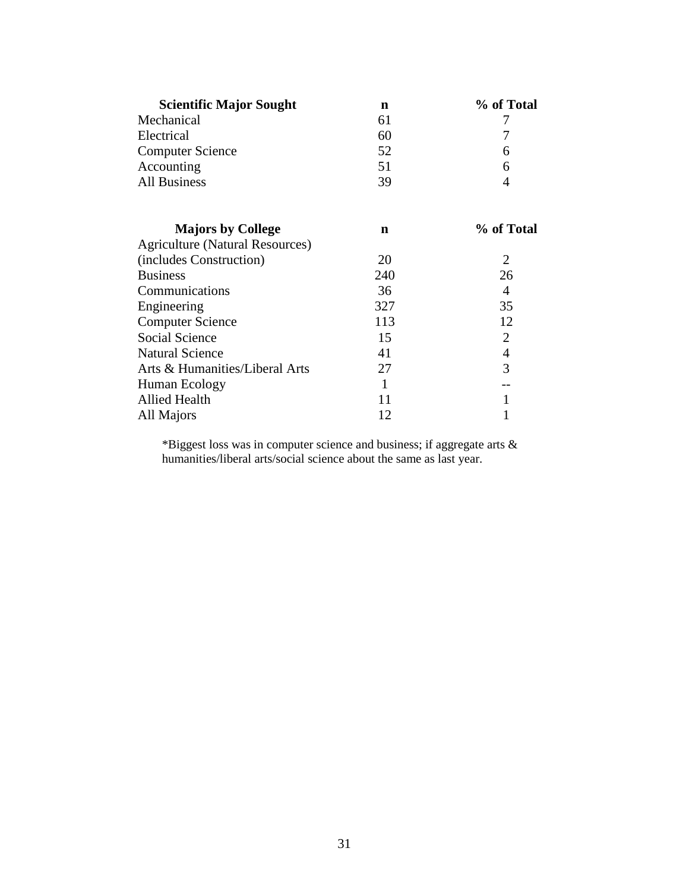| Scientific Major Sought | n | % of Total |
|---|---|---|
| Mechanical | 61 | 7 |
| Electrical | 60 | 7 |
| Computer Science | 52 | 6 |
| Accounting | 51 | 6 |
| All Business | 39 | 4 |

| Majors by College | n | % of Total |
|---|---|---|
| Agriculture (Natural Resources) (includes Construction) | 20 | 2 |
| Business | 240 | 26 |
| Communications | 36 | 4 |
| Engineering | 327 | 35 |
| Computer Science | 113 | 12 |
| Social Science | 15 | 2 |
| Natural Science | 41 | 4 |
| Arts & Humanities/Liberal Arts | 27 | 3 |
| Human Ecology | 1 | -- |
| Allied Health | 11 | 1 |
| All Majors | 12 | 1 |

*Biggest loss was in computer science and business; if aggregate arts & humanities/liberal arts/social science about the same as last year.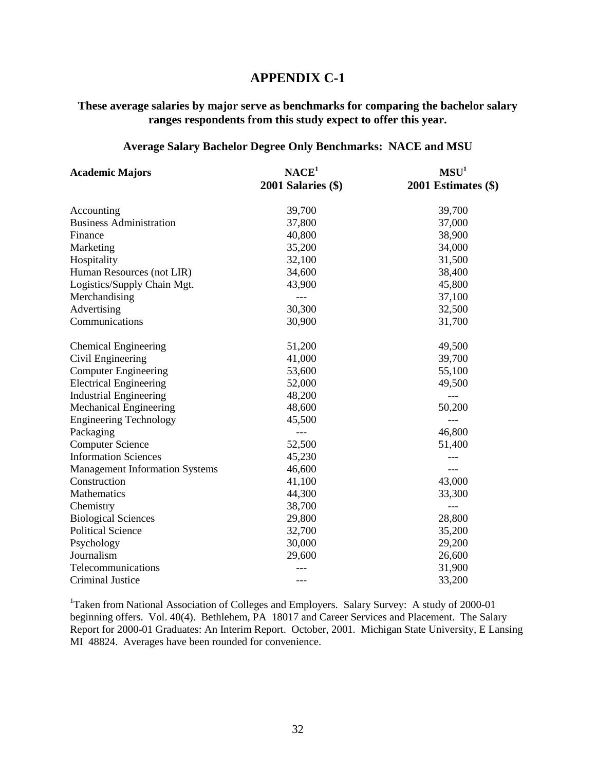# APPENDIX C-1

**These average salaries by major serve as benchmarks for comparing the bachelor salary ranges respondents from this study expect to offer this year.**

### Average Salary Bachelor Degree Only Benchmarks: NACE and MSU

| Academic Majors | NACE[1] 2001 Salaries ($) | MSU[1] 2001 Estimates ($) |
|---|---|---|
| Accounting | 39,700 | 39,700 |
| Business Administration | 37,800 | 37,000 |
| Finance | 40,800 | 38,900 |
| Marketing | 35,200 | 34,000 |
| Hospitality | 32,100 | 31,500 |
| Human Resources (not LIR) | 34,600 | 38,400 |
| Logistics/Supply Chain Mgt. | 43,900 | 45,800 |
| Merchandising | --- | 37,100 |
| Advertising | 30,300 | 32,500 |
| Communications | 30,900 | 31,700 |
| Chemical Engineering | 51,200 | 49,500 |
| Civil Engineering | 41,000 | 39,700 |
| Computer Engineering | 53,600 | 55,100 |
| Electrical Engineering | 52,000 | 49,500 |
| Industrial Engineering | 48,200 | --- |
| Mechanical Engineering | 48,600 | 50,200 |
| Engineering Technology | 45,500 | --- |
| Packaging | --- | 46,800 |
| Computer Science | 52,500 | 51,400 |
| Information Sciences | 45,230 | --- |
| Management Information Systems | 46,600 | --- |
| Construction | 41,100 | 43,000 |
| Mathematics | 44,300 | 33,300 |
| Chemistry | 38,700 | --- |
| Biological Sciences | 29,800 | 28,800 |
| Political Science | 32,700 | 35,200 |
| Psychology | 30,000 | 29,200 |
| Journalism | 29,600 | 26,600 |
| Telecommunications | --- | 31,900 |
| Criminal Justice | --- | 33,200 |

[1]Taken from National Association of Colleges and Employers. Salary Survey: A study of 2000-01 beginning offers. Vol. 40(4). Bethlehem, PA 18017 and Career Services and Placement. The Salary Report for 2000-01 Graduates: An Interim Report. October, 2001. Michigan State University, E Lansing MI 48824. Averages have been rounded for convenience.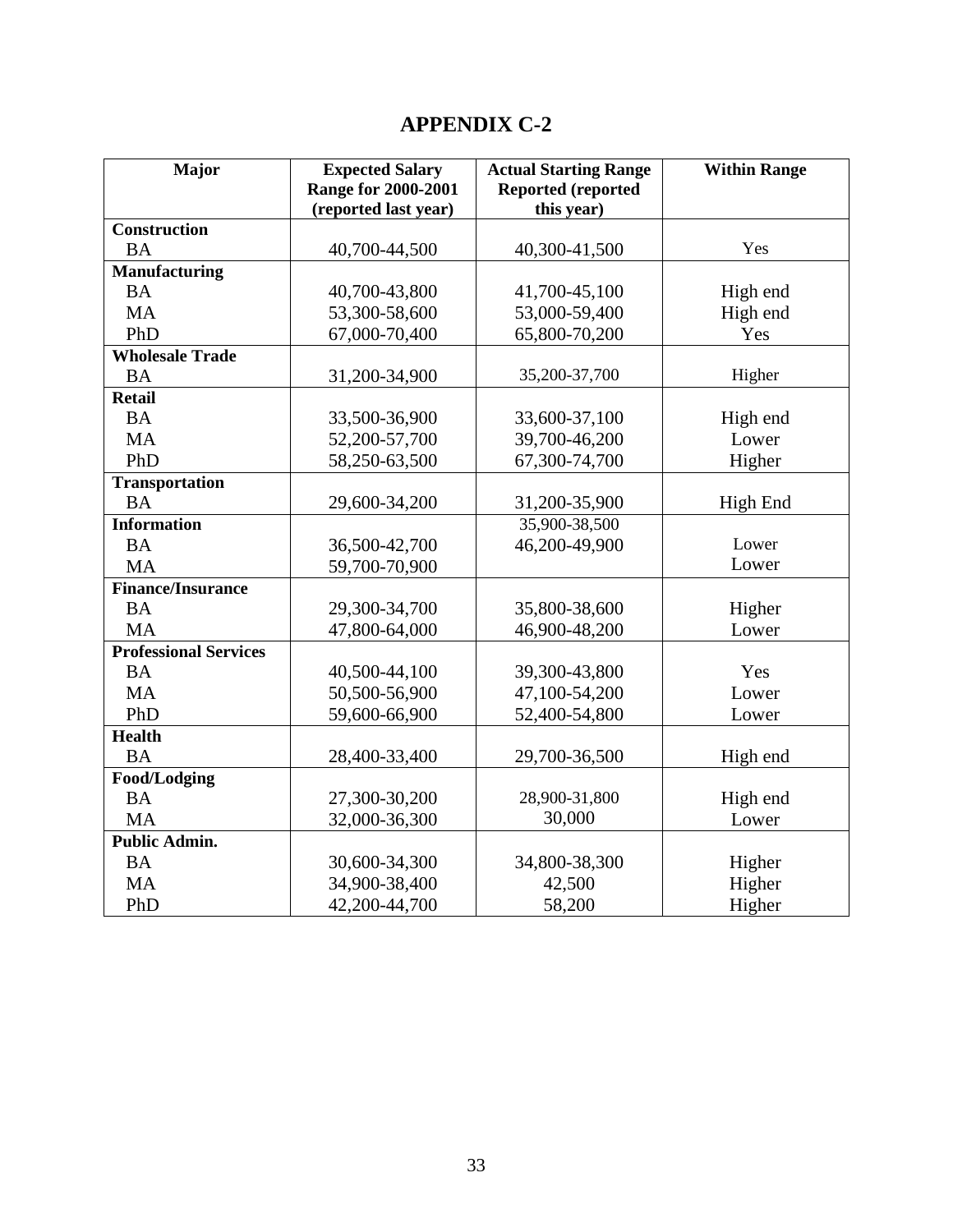# APPENDIX C-2

| Major | Expected Salary Range for 2000-2001 (reported last year) | Actual Starting Range Reported (reported this year) | Within Range |
|---|---|---|---|
| **Construction** | | | |
| BA | 40,700-44,500 | 40,300-41,500 | Yes |
| **Manufacturing** | | | |
| BA | 40,700-43,800 | 41,700-45,100 | High end |
| MA | 53,300-58,600 | 53,000-59,400 | High end |
| PhD | 67,000-70,400 | 65,800-70,200 | Yes |
| **Wholesale Trade** | | | |
| BA | 31,200-34,900 | 35,200-37,700 | Higher |
| **Retail** | | | |
| BA | 33,500-36,900 | 33,600-37,100 | High end |
| MA | 52,200-57,700 | 39,700-46,200 | Lower |
| PhD | 58,250-63,500 | 67,300-74,700 | Higher |
| **Transportation** | | | |
| BA | 29,600-34,200 | 31,200-35,900 | High End |
| **Information** | | 35,900-38,500 | |
| BA | 36,500-42,700 | 46,200-49,900 | Lower |
| MA | 59,700-70,900 | | Lower |
| **Finance/Insurance** | | | |
| BA | 29,300-34,700 | 35,800-38,600 | Higher |
| MA | 47,800-64,000 | 46,900-48,200 | Lower |
| **Professional Services** | | | |
| BA | 40,500-44,100 | 39,300-43,800 | Yes |
| MA | 50,500-56,900 | 47,100-54,200 | Lower |
| PhD | 59,600-66,900 | 52,400-54,800 | Lower |
| **Health** | | | |
| BA | 28,400-33,400 | 29,700-36,500 | High end |
| **Food/Lodging** | | | |
| BA | 27,300-30,200 | 28,900-31,800 | High end |
| MA | 32,000-36,300 | 30,000 | Lower |
| **Public Admin.** | | | |
| BA | 30,600-34,300 | 34,800-38,300 | Higher |
| MA | 34,900-38,400 | 42,500 | Higher |
| PhD | 42,200-44,700 | 58,200 | Higher |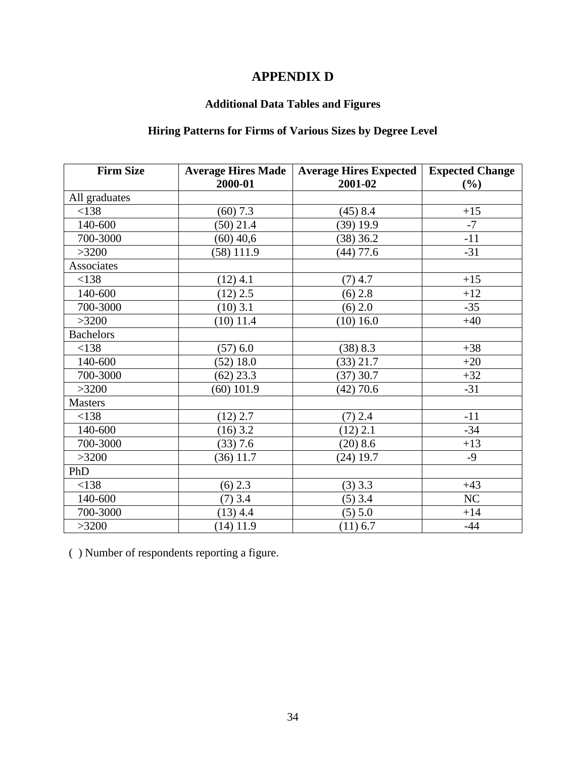# APPENDIX D

## Additional Data Tables and Figures

### Hiring Patterns for Firms of Various Sizes by Degree Level

| Firm Size | Average Hires Made 2000-01 | Average Hires Expected 2001-02 | Expected Change (%) |
|---|---|---|---|
| All graduates | | | |
| <138 | (60) 7.3 | (45) 8.4 | +15 |
| 140-600 | (50) 21.4 | (39) 19.9 | -7 |
| 700-3000 | (60) 40,6 | (38) 36.2 | -11 |
| >3200 | (58) 111.9 | (44) 77.6 | -31 |
| Associates | | | |
| <138 | (12) 4.1 | (7) 4.7 | +15 |
| 140-600 | (12) 2.5 | (6) 2.8 | +12 |
| 700-3000 | (10) 3.1 | (6) 2.0 | -35 |
| >3200 | (10) 11.4 | (10) 16.0 | +40 |
| Bachelors | | | |
| <138 | (57) 6.0 | (38) 8.3 | +38 |
| 140-600 | (52) 18.0 | (33) 21.7 | +20 |
| 700-3000 | (62) 23.3 | (37) 30.7 | +32 |
| >3200 | (60) 101.9 | (42) 70.6 | -31 |
| Masters | | | |
| <138 | (12) 2.7 | (7) 2.4 | -11 |
| 140-600 | (16) 3.2 | (12) 2.1 | -34 |
| 700-3000 | (33) 7.6 | (20) 8.6 | +13 |
| >3200 | (36) 11.7 | (24) 19.7 | -9 |
| PhD | | | |
| <138 | (6) 2.3 | (3) 3.3 | +43 |
| 140-600 | (7) 3.4 | (5) 3.4 | NC |
| 700-3000 | (13) 4.4 | (5) 5.0 | +14 |
| >3200 | (14) 11.9 | (11) 6.7 | -44 |

( ) Number of respondents reporting a figure.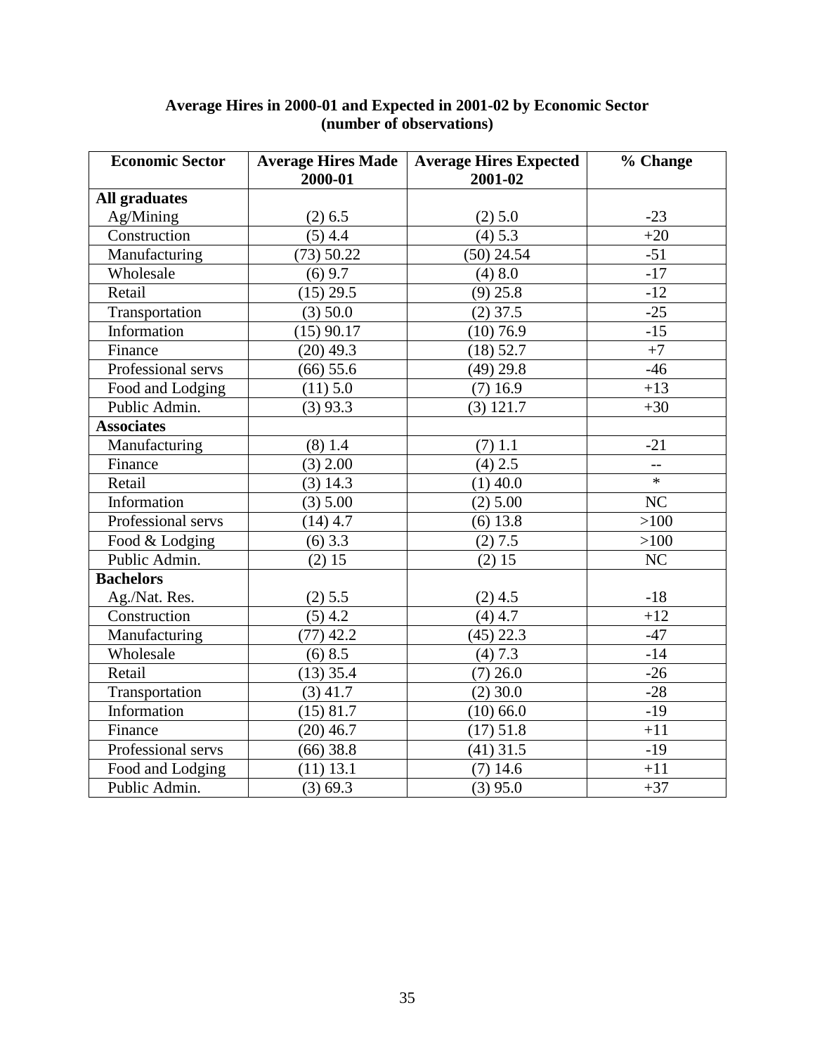**Average Hires in 2000-01 and Expected in 2001-02 by Economic Sector (number of observations)**

| Economic Sector | Average Hires Made 2000-01 | Average Hires Expected 2001-02 | % Change |
|---|---|---|---|
| **All graduates** | | | |
| Ag/Mining | (2) 6.5 | (2) 5.0 | -23 |
| Construction | (5) 4.4 | (4) 5.3 | +20 |
| Manufacturing | (73) 50.22 | (50) 24.54 | -51 |
| Wholesale | (6) 9.7 | (4) 8.0 | -17 |
| Retail | (15) 29.5 | (9) 25.8 | -12 |
| Transportation | (3) 50.0 | (2) 37.5 | -25 |
| Information | (15) 90.17 | (10) 76.9 | -15 |
| Finance | (20) 49.3 | (18) 52.7 | +7 |
| Professional servs | (66) 55.6 | (49) 29.8 | -46 |
| Food and Lodging | (11) 5.0 | (7) 16.9 | +13 |
| Public Admin. | (3) 93.3 | (3) 121.7 | +30 |
| **Associates** | | | |
| Manufacturing | (8) 1.4 | (7) 1.1 | -21 |
| Finance | (3) 2.00 | (4) 2.5 | -- |
| Retail | (3) 14.3 | (1) 40.0 | * |
| Information | (3) 5.00 | (2) 5.00 | NC |
| Professional servs | (14) 4.7 | (6) 13.8 | >100 |
| Food & Lodging | (6) 3.3 | (2) 7.5 | >100 |
| Public Admin. | (2) 15 | (2) 15 | NC |
| **Bachelors** | | | |
| Ag./Nat. Res. | (2) 5.5 | (2) 4.5 | -18 |
| Construction | (5) 4.2 | (4) 4.7 | +12 |
| Manufacturing | (77) 42.2 | (45) 22.3 | -47 |
| Wholesale | (6) 8.5 | (4) 7.3 | -14 |
| Retail | (13) 35.4 | (7) 26.0 | -26 |
| Transportation | (3) 41.7 | (2) 30.0 | -28 |
| Information | (15) 81.7 | (10) 66.0 | -19 |
| Finance | (20) 46.7 | (17) 51.8 | +11 |
| Professional servs | (66) 38.8 | (41) 31.5 | -19 |
| Food and Lodging | (11) 13.1 | (7) 14.6 | +11 |
| Public Admin. | (3) 69.3 | (3) 95.0 | +37 |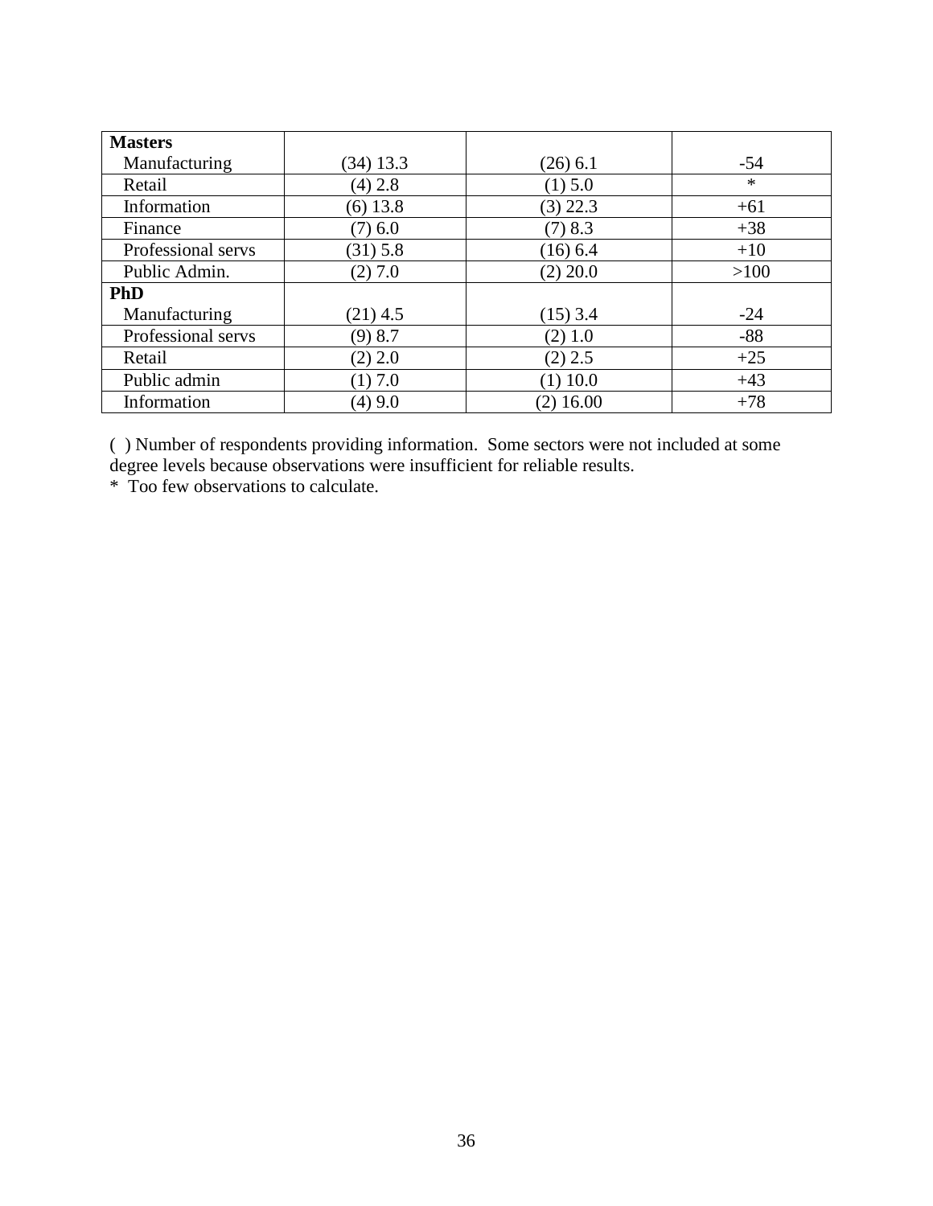| | | | |
|---|---|---|---|
| **Masters** | | | |
| Manufacturing | (34) 13.3 | (26) 6.1 | -54 |
| Retail | (4) 2.8 | (1) 5.0 | * |
| Information | (6) 13.8 | (3) 22.3 | +61 |
| Finance | (7) 6.0 | (7) 8.3 | +38 |
| Professional servs | (31) 5.8 | (16) 6.4 | +10 |
| Public Admin. | (2) 7.0 | (2) 20.0 | >100 |
| **PhD** | | | |
| Manufacturing | (21) 4.5 | (15) 3.4 | -24 |
| Professional servs | (9) 8.7 | (2) 1.0 | -88 |
| Retail | (2) 2.0 | (2) 2.5 | +25 |
| Public admin | (1) 7.0 | (1) 10.0 | +43 |
| Information | (4) 9.0 | (2) 16.00 | +78 |

( ) Number of respondents providing information. Some sectors were not included at some degree levels because observations were insufficient for reliable results.

* Too few observations to calculate.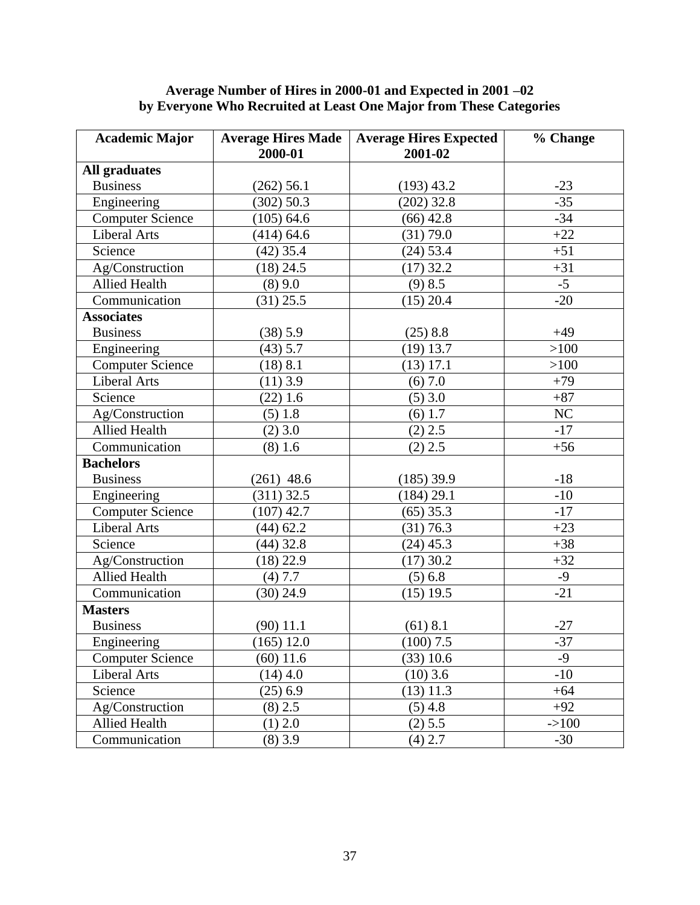**Average Number of Hires in 2000-01 and Expected in 2001 –02 by Everyone Who Recruited at Least One Major from These Categories**

| Academic Major | Average Hires Made 2000-01 | Average Hires Expected 2001-02 | % Change |
|---|---|---|---|
| **All graduates** | | | |
| Business | (262) 56.1 | (193) 43.2 | -23 |
| Engineering | (302) 50.3 | (202) 32.8 | -35 |
| Computer Science | (105) 64.6 | (66) 42.8 | -34 |
| Liberal Arts | (414) 64.6 | (31) 79.0 | +22 |
| Science | (42) 35.4 | (24) 53.4 | +51 |
| Ag/Construction | (18) 24.5 | (17) 32.2 | +31 |
| Allied Health | (8) 9.0 | (9) 8.5 | -5 |
| Communication | (31) 25.5 | (15) 20.4 | -20 |
| **Associates** | | | |
| Business | (38) 5.9 | (25) 8.8 | +49 |
| Engineering | (43) 5.7 | (19) 13.7 | >100 |
| Computer Science | (18) 8.1 | (13) 17.1 | >100 |
| Liberal Arts | (11) 3.9 | (6) 7.0 | +79 |
| Science | (22) 1.6 | (5) 3.0 | +87 |
| Ag/Construction | (5) 1.8 | (6) 1.7 | NC |
| Allied Health | (2) 3.0 | (2) 2.5 | -17 |
| Communication | (8) 1.6 | (2) 2.5 | +56 |
| **Bachelors** | | | |
| Business | (261) 48.6 | (185) 39.9 | -18 |
| Engineering | (311) 32.5 | (184) 29.1 | -10 |
| Computer Science | (107) 42.7 | (65) 35.3 | -17 |
| Liberal Arts | (44) 62.2 | (31) 76.3 | +23 |
| Science | (44) 32.8 | (24) 45.3 | +38 |
| Ag/Construction | (18) 22.9 | (17) 30.2 | +32 |
| Allied Health | (4) 7.7 | (5) 6.8 | -9 |
| Communication | (30) 24.9 | (15) 19.5 | -21 |
| **Masters** | | | |
| Business | (90) 11.1 | (61) 8.1 | -27 |
| Engineering | (165) 12.0 | (100) 7.5 | -37 |
| Computer Science | (60) 11.6 | (33) 10.6 | -9 |
| Liberal Arts | (14) 4.0 | (10) 3.6 | -10 |
| Science | (25) 6.9 | (13) 11.3 | +64 |
| Ag/Construction | (8) 2.5 | (5) 4.8 | +92 |
| Allied Health | (1) 2.0 | (2) 5.5 | ->100 |
| Communication | (8) 3.9 | (4) 2.7 | -30 |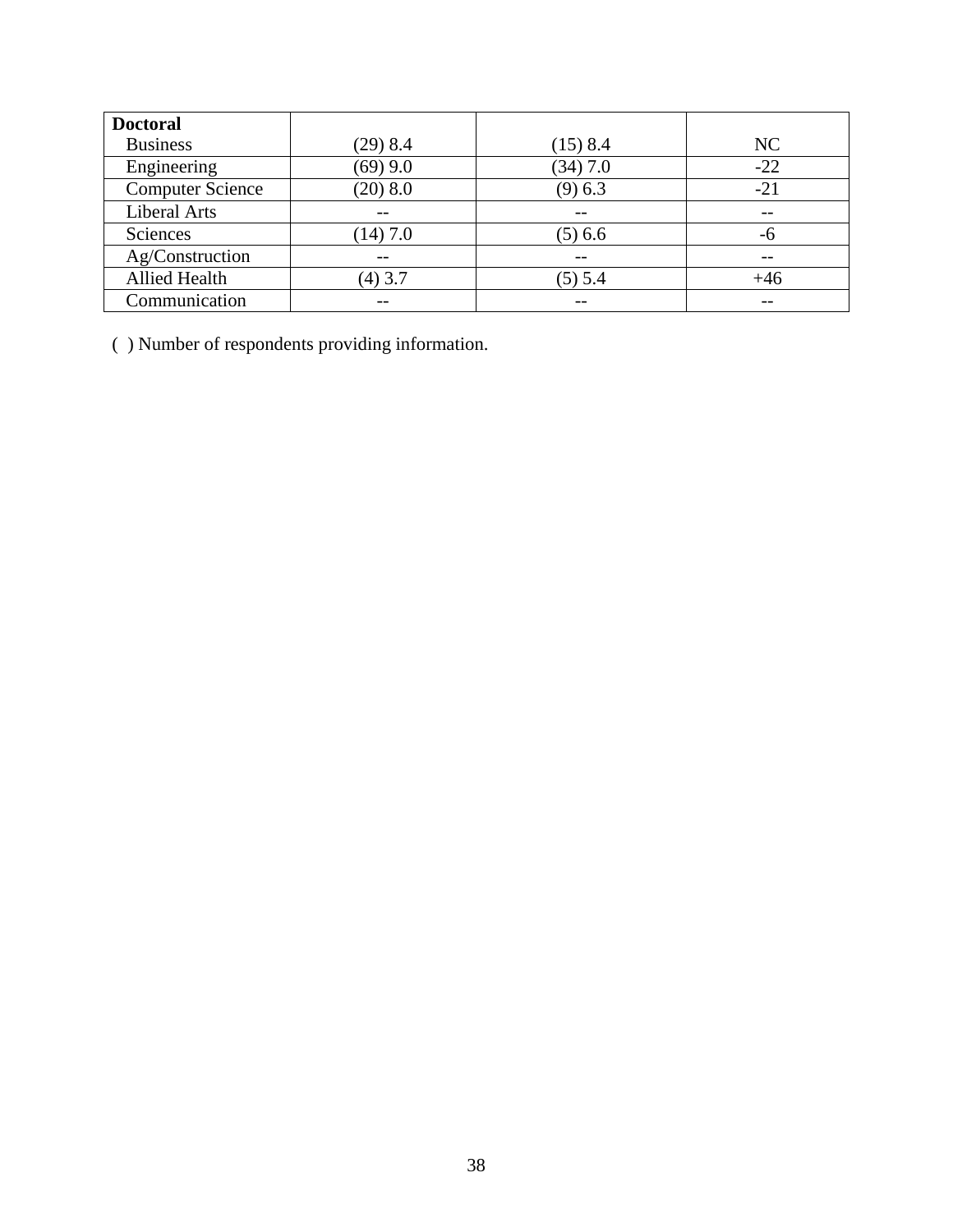| **Doctoral** | | | |
|---|---|---|---|
| Business | (29) 8.4 | (15) 8.4 | NC |
| Engineering | (69) 9.0 | (34) 7.0 | -22 |
| Computer Science | (20) 8.0 | (9) 6.3 | -21 |
| Liberal Arts | -- | -- | -- |
| Sciences | (14) 7.0 | (5) 6.6 | -6 |
| Ag/Construction | -- | -- | -- |
| Allied Health | (4) 3.7 | (5) 5.4 | +46 |
| Communication | -- | -- | -- |

( ) Number of respondents providing information.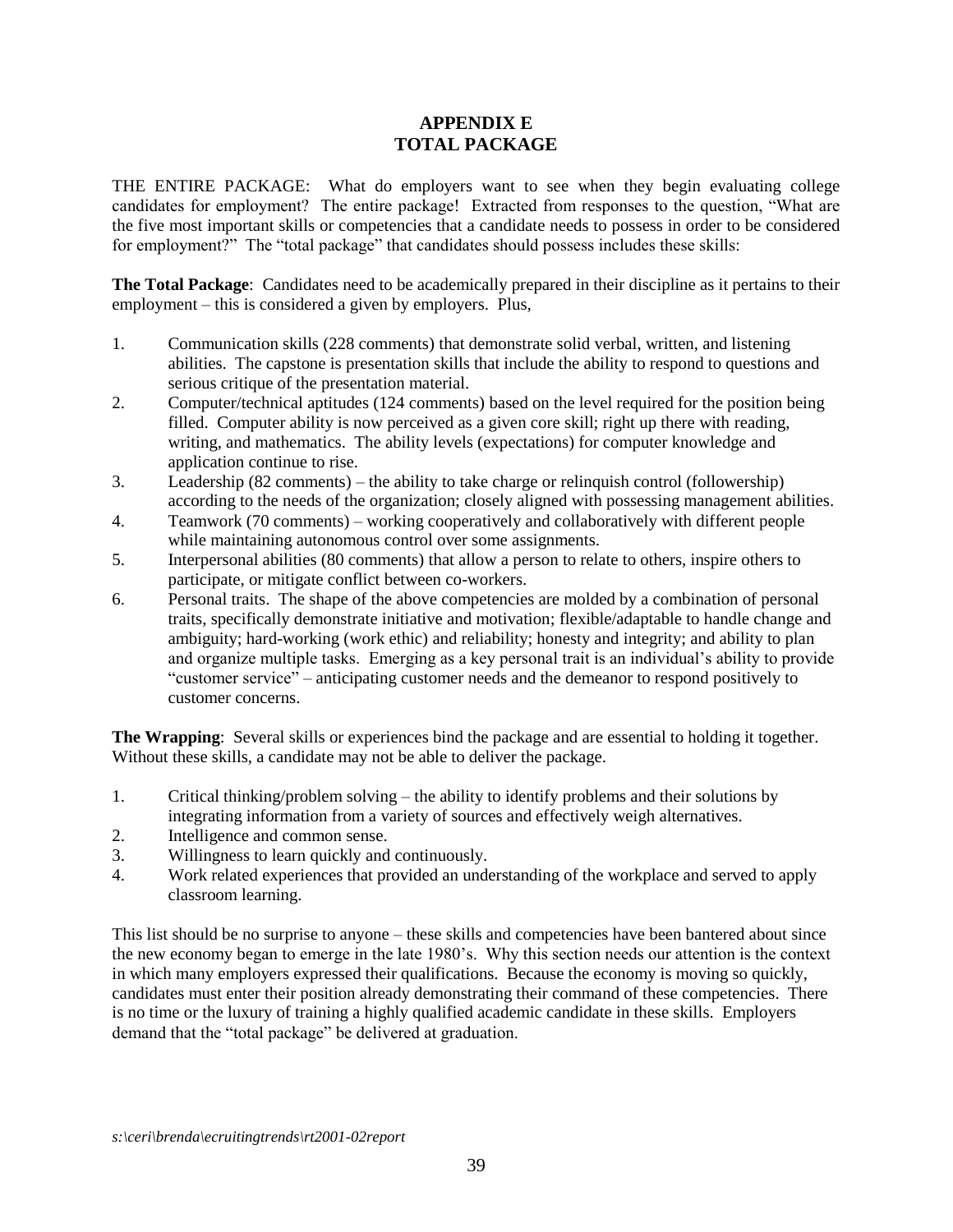# APPENDIX E
# TOTAL PACKAGE

THE ENTIRE PACKAGE: What do employers want to see when they begin evaluating college candidates for employment? The entire package! Extracted from responses to the question, "What are the five most important skills or competencies that a candidate needs to possess in order to be considered for employment?" The "total package" that candidates should possess includes these skills:

**The Total Package**: Candidates need to be academically prepared in their discipline as it pertains to their employment – this is considered a given by employers. Plus,

1. Communication skills (228 comments) that demonstrate solid verbal, written, and listening abilities. The capstone is presentation skills that include the ability to respond to questions and serious critique of the presentation material.
2. Computer/technical aptitudes (124 comments) based on the level required for the position being filled. Computer ability is now perceived as a given core skill; right up there with reading, writing, and mathematics. The ability levels (expectations) for computer knowledge and application continue to rise.
3. Leadership (82 comments) – the ability to take charge or relinquish control (followership) according to the needs of the organization; closely aligned with possessing management abilities.
4. Teamwork (70 comments) – working cooperatively and collaboratively with different people while maintaining autonomous control over some assignments.
5. Interpersonal abilities (80 comments) that allow a person to relate to others, inspire others to participate, or mitigate conflict between co-workers.
6. Personal traits. The shape of the above competencies are molded by a combination of personal traits, specifically demonstrate initiative and motivation; flexible/adaptable to handle change and ambiguity; hard-working (work ethic) and reliability; honesty and integrity; and ability to plan and organize multiple tasks. Emerging as a key personal trait is an individual's ability to provide "customer service" – anticipating customer needs and the demeanor to respond positively to customer concerns.

**The Wrapping**: Several skills or experiences bind the package and are essential to holding it together. Without these skills, a candidate may not be able to deliver the package.

1. Critical thinking/problem solving – the ability to identify problems and their solutions by integrating information from a variety of sources and effectively weigh alternatives.
2. Intelligence and common sense.
3. Willingness to learn quickly and continuously.
4. Work related experiences that provided an understanding of the workplace and served to apply classroom learning.

This list should be no surprise to anyone – these skills and competencies have been bantered about since the new economy began to emerge in the late 1980's. Why this section needs our attention is the context in which many employers expressed their qualifications. Because the economy is moving so quickly, candidates must enter their position already demonstrating their command of these competencies. There is no time or the luxury of training a highly qualified academic candidate in these skills. Employers demand that the "total package" be delivered at graduation.

*s:\ceri\brenda\ecruitingtrends\rt2001-02report*